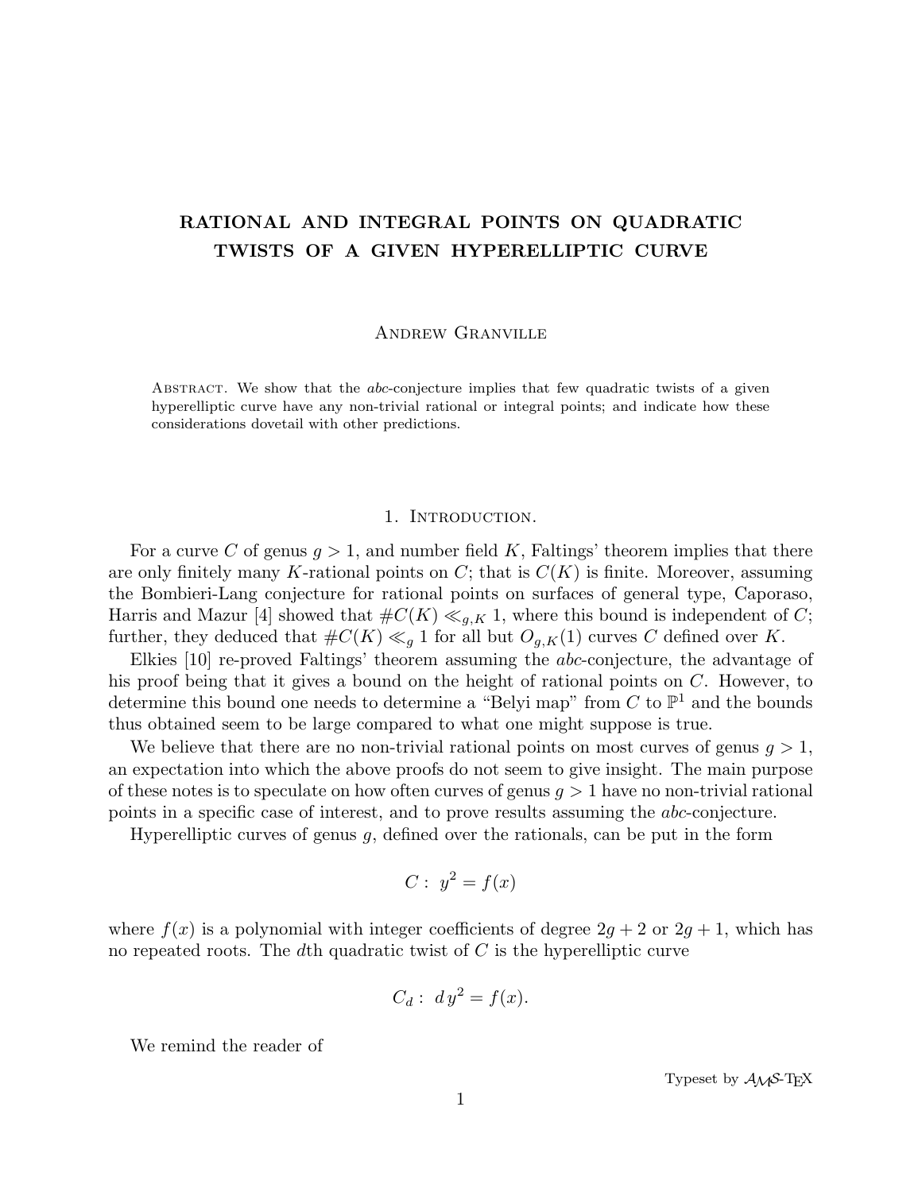# RATIONAL AND INTEGRAL POINTS ON QUADRATIC TWISTS OF A GIVEN HYPERELLIPTIC CURVE

Andrew Granville

Abstract. We show that the *abc*-conjecture implies that few quadratic twists of a given hyperelliptic curve have any non-trivial rational or integral points; and indicate how these considerations dovetail with other predictions.

## 1. Introduction.

For a curve $C$ of genus $g > 1$, and number field $K$, Faltings' theorem implies that there are only finitely many $K$-rational points on $C$; that is $C(K)$ is finite. Moreover, assuming the Bombieri-Lang conjecture for rational points on surfaces of general type, Caporaso, Harris and Mazur [4] showed that $\#C(K) \ll_{g,K} 1$, where this bound is independent of $C$; further, they deduced that $\#C(K) \ll_g 1$ for all but $O_{g,K}(1)$ curves $C$ defined over $K$.

Elkies [10] re-proved Faltings' theorem assuming the *abc*-conjecture, the advantage of his proof being that it gives a bound on the height of rational points on $C$. However, to determine this bound one needs to determine a "Belyi map" from $C$ to $\mathbb{P}^1$ and the bounds thus obtained seem to be large compared to what one might suppose is true.

We believe that there are no non-trivial rational points on most curves of genus $g > 1$, an expectation into which the above proofs do not seem to give insight. The main purpose of these notes is to speculate on how often curves of genus $g > 1$ have no non-trivial rational points in a specific case of interest, and to prove results assuming the *abc*-conjecture.

Hyperelliptic curves of genus $g$, defined over the rationals, can be put in the form

$$C: \; y^2 = f(x)$$

where $f(x)$ is a polynomial with integer coefficients of degree $2g + 2$ or $2g + 1$, which has no repeated roots. The $d$th quadratic twist of $C$ is the hyperelliptic curve

$$C_d: \; d\,y^2 = f(x).$$

We remind the reader of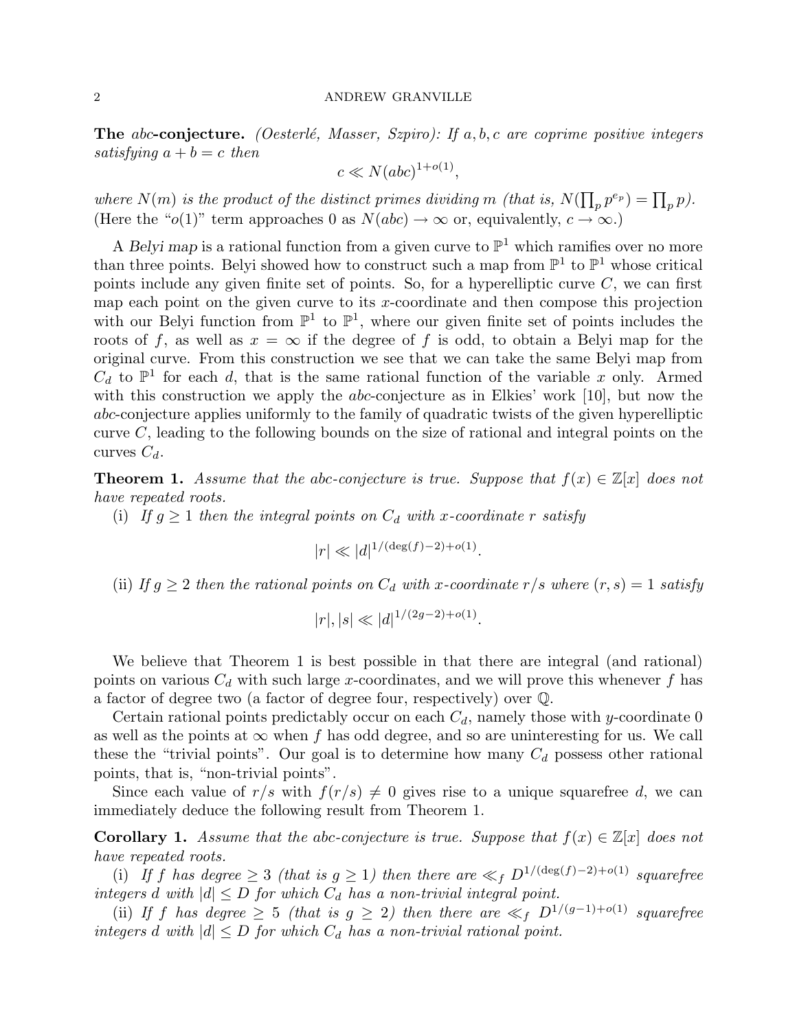**The** $abc$**-conjecture.** *(Oesterlé, Masser, Szpiro): If $a, b, c$ are coprime positive integers satisfying $a + b = c$ then*

$$c \ll N(abc)^{1+o(1)},$$

*where $N(m)$ is the product of the distinct primes dividing $m$ (that is, $N(\prod_p p^{e_p}) = \prod_p p$).* (Here the "$o(1)$" term approaches 0 as $N(abc) \to \infty$ or, equivalently, $c \to \infty$.)

A *Belyi map* is a rational function from a given curve to $\mathbb{P}^1$ which ramifies over no more than three points. Belyi showed how to construct such a map from $\mathbb{P}^1$ to $\mathbb{P}^1$ whose critical points include any given finite set of points. So, for a hyperelliptic curve $C$, we can first map each point on the given curve to its $x$-coordinate and then compose this projection with our Belyi function from $\mathbb{P}^1$ to $\mathbb{P}^1$, where our given finite set of points includes the roots of $f$, as well as $x = \infty$ if the degree of $f$ is odd, to obtain a Belyi map for the original curve. From this construction we see that we can take the same Belyi map from $C_d$ to $\mathbb{P}^1$ for each $d$, that is the same rational function of the variable $x$ only. Armed with this construction we apply the $abc$-conjecture as in Elkies' work [10], but now the $abc$-conjecture applies uniformly to the family of quadratic twists of the given hyperelliptic curve $C$, leading to the following bounds on the size of rational and integral points on the curves $C_d$.

**Theorem 1.** *Assume that the abc-conjecture is true. Suppose that $f(x) \in \mathbb{Z}[x]$ does not have repeated roots.*

(i) *If $g \geq 1$ then the integral points on $C_d$ with $x$-coordinate $r$ satisfy*

$$|r| \ll |d|^{1/(\deg(f)-2)+o(1)}.$$

(ii) *If $g \geq 2$ then the rational points on $C_d$ with $x$-coordinate $r/s$ where $(r, s) = 1$ satisfy*

$$|r|, |s| \ll |d|^{1/(2g-2)+o(1)}.$$

We believe that Theorem 1 is best possible in that there are integral (and rational) points on various $C_d$ with such large $x$-coordinates, and we will prove this whenever $f$ has a factor of degree two (a factor of degree four, respectively) over $\mathbb{Q}$.

Certain rational points predictably occur on each $C_d$, namely those with $y$-coordinate 0 as well as the points at $\infty$ when $f$ has odd degree, and so are uninteresting for us. We call these the "trivial points". Our goal is to determine how many $C_d$ possess other rational points, that is, "non-trivial points".

Since each value of $r/s$ with $f(r/s) \neq 0$ gives rise to a unique squarefree $d$, we can immediately deduce the following result from Theorem 1.

**Corollary 1.** *Assume that the abc-conjecture is true. Suppose that $f(x) \in \mathbb{Z}[x]$ does not have repeated roots.*

(i) *If $f$ has degree $\geq 3$ (that is $g \geq 1$) then there are $\ll_f D^{1/(\deg(f)-2)+o(1)}$ squarefree integers $d$ with $|d| \leq D$ for which $C_d$ has a non-trivial integral point.*

(ii) *If $f$ has degree $\geq 5$ (that is $g \geq 2$) then there are $\ll_f D^{1/(g-1)+o(1)}$ squarefree integers $d$ with $|d| \leq D$ for which $C_d$ has a non-trivial rational point.*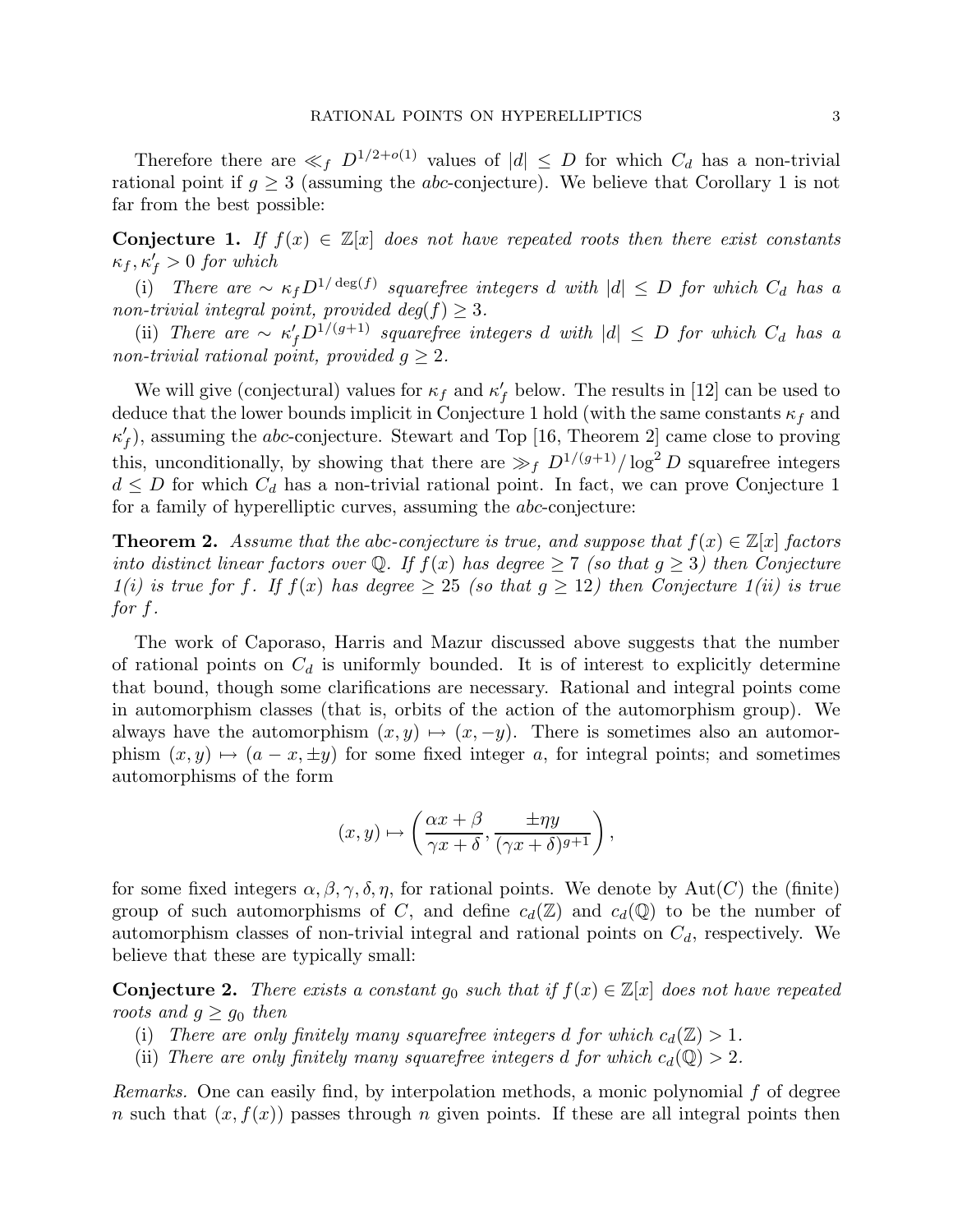Therefore there are $\ll_f D^{1/2+o(1)}$ values of $|d| \leq D$ for which $C_d$ has a non-trivial rational point if $g \geq 3$ (assuming the *abc*-conjecture). We believe that Corollary 1 is not far from the best possible:

**Conjecture 1.** *If $f(x) \in \mathbb{Z}[x]$ does not have repeated roots then there exist constants $\kappa_f, \kappa'_f > 0$ for which*

(i) *There are $\sim \kappa_f D^{1/\deg(f)}$ squarefree integers $d$ with $|d| \leq D$ for which $C_d$ has a non-trivial integral point, provided $deg(f) \geq 3$.*

(ii) *There are $\sim \kappa'_f D^{1/(g+1)}$ squarefree integers $d$ with $|d| \leq D$ for which $C_d$ has a non-trivial rational point, provided $g \geq 2$.*

We will give (conjectural) values for $\kappa_f$ and $\kappa'_f$ below. The results in [12] can be used to deduce that the lower bounds implicit in Conjecture 1 hold (with the same constants $\kappa_f$ and $\kappa'_f$), assuming the *abc*-conjecture. Stewart and Top [16, Theorem 2] came close to proving this, unconditionally, by showing that there are $\gg_f D^{1/(g+1)}/\log^2 D$ squarefree integers $d \leq D$ for which $C_d$ has a non-trivial rational point. In fact, we can prove Conjecture 1 for a family of hyperelliptic curves, assuming the *abc*-conjecture:

**Theorem 2.** *Assume that the abc-conjecture is true, and suppose that $f(x) \in \mathbb{Z}[x]$ factors into distinct linear factors over $\mathbb{Q}$. If $f(x)$ has degree $\geq 7$ (so that $g \geq 3$) then Conjecture 1(i) is true for $f$. If $f(x)$ has degree $\geq 25$ (so that $g \geq 12$) then Conjecture 1(ii) is true for $f$.*

The work of Caporaso, Harris and Mazur discussed above suggests that the number of rational points on $C_d$ is uniformly bounded. It is of interest to explicitly determine that bound, though some clarifications are necessary. Rational and integral points come in automorphism classes (that is, orbits of the action of the automorphism group). We always have the automorphism $(x, y) \mapsto (x, -y)$. There is sometimes also an automorphism $(x, y) \mapsto (a - x, \pm y)$ for some fixed integer $a$, for integral points; and sometimes automorphisms of the form

$$(x, y) \mapsto \left( \frac{\alpha x + \beta}{\gamma x + \delta}, \frac{\pm \eta y}{(\gamma x + \delta)^{g+1}} \right),$$

for some fixed integers $\alpha, \beta, \gamma, \delta, \eta$, for rational points. We denote by $\mathrm{Aut}(C)$ the (finite) group of such automorphisms of $C$, and define $c_d(\mathbb{Z})$ and $c_d(\mathbb{Q})$ to be the number of automorphism classes of non-trivial integral and rational points on $C_d$, respectively. We believe that these are typically small:

**Conjecture 2.** *There exists a constant $g_0$ such that if $f(x) \in \mathbb{Z}[x]$ does not have repeated roots and $g \geq g_0$ then*

(i) *There are only finitely many squarefree integers $d$ for which $c_d(\mathbb{Z}) > 1$.*

(ii) *There are only finitely many squarefree integers $d$ for which $c_d(\mathbb{Q}) > 2$.*

*Remarks.* One can easily find, by interpolation methods, a monic polynomial $f$ of degree $n$ such that $(x, f(x))$ passes through $n$ given points. If these are all integral points then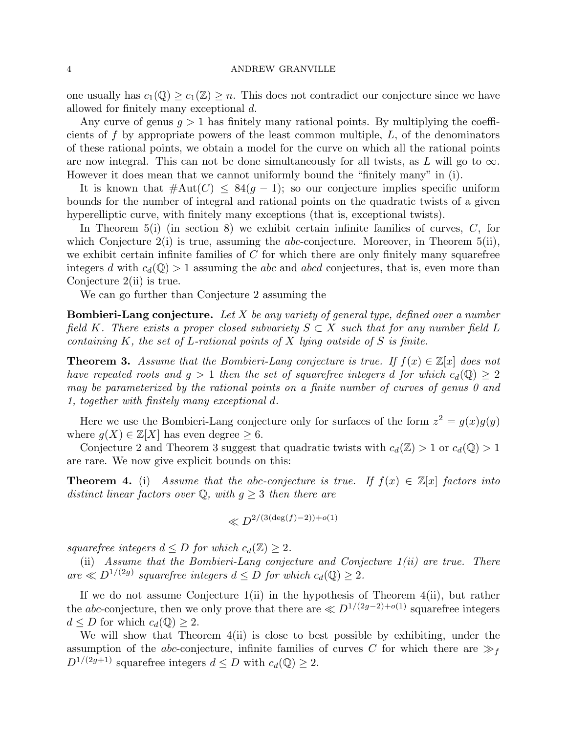one usually has $c_1(\mathbb{Q}) \geq c_1(\mathbb{Z}) \geq n$. This does not contradict our conjecture since we have allowed for finitely many exceptional $d$.

Any curve of genus $g > 1$ has finitely many rational points. By multiplying the coefficients of $f$ by appropriate powers of the least common multiple, $L$, of the denominators of these rational points, we obtain a model for the curve on which all the rational points are now integral. This can not be done simultaneously for all twists, as $L$ will go to $\infty$. However it does mean that we cannot uniformly bound the "finitely many" in (i).

It is known that $\#\text{Aut}(C) \leq 84(g-1)$; so our conjecture implies specific uniform bounds for the number of integral and rational points on the quadratic twists of a given hyperelliptic curve, with finitely many exceptions (that is, exceptional twists).

In Theorem 5(i) (in section 8) we exhibit certain infinite families of curves, $C$, for which Conjecture 2(i) is true, assuming the *abc*-conjecture. Moreover, in Theorem 5(ii), we exhibit certain infinite families of $C$ for which there are only finitely many squarefree integers $d$ with $c_d(\mathbb{Q}) > 1$ assuming the *abc* and *abcd* conjectures, that is, even more than Conjecture 2(ii) is true.

We can go further than Conjecture 2 assuming the

**Bombieri-Lang conjecture.** *Let $X$ be any variety of general type, defined over a number field $K$. There exists a proper closed subvariety $S \subset X$ such that for any number field $L$ containing $K$, the set of $L$-rational points of $X$ lying outside of $S$ is finite.*

**Theorem 3.** *Assume that the Bombieri-Lang conjecture is true. If $f(x) \in \mathbb{Z}[x]$ does not have repeated roots and $g > 1$ then the set of squarefree integers $d$ for which $c_d(\mathbb{Q}) \geq 2$ may be parameterized by the rational points on a finite number of curves of genus 0 and 1, together with finitely many exceptional $d$.*

Here we use the Bombieri-Lang conjecture only for surfaces of the form $z^2 = g(x)g(y)$ where $g(X) \in \mathbb{Z}[X]$ has even degree $\geq 6$.

Conjecture 2 and Theorem 3 suggest that quadratic twists with $c_d(\mathbb{Z}) > 1$ or $c_d(\mathbb{Q}) > 1$ are rare. We now give explicit bounds on this:

**Theorem 4.** (i) *Assume that the abc-conjecture is true. If $f(x) \in \mathbb{Z}[x]$ factors into distinct linear factors over $\mathbb{Q}$, with $g \geq 3$ then there are*

$$\ll D^{2/(3(\deg(f)-2))+o(1)}$$

*squarefree integers $d \leq D$ for which $c_d(\mathbb{Z}) \geq 2$.*

(ii) *Assume that the Bombieri-Lang conjecture and Conjecture 1(ii) are true. There are $\ll D^{1/(2g)}$ squarefree integers $d \leq D$ for which $c_d(\mathbb{Q}) \geq 2$.*

If we do not assume Conjecture 1(ii) in the hypothesis of Theorem 4(ii), but rather the *abc*-conjecture, then we only prove that there are $\ll D^{1/(2g-2)+o(1)}$ squarefree integers $d \leq D$ for which $c_d(\mathbb{Q}) \geq 2$.

We will show that Theorem 4(ii) is close to best possible by exhibiting, under the assumption of the *abc*-conjecture, infinite families of curves $C$ for which there are $\gg_f D^{1/(2g+1)}$ squarefree integers $d \leq D$ with $c_d(\mathbb{Q}) \geq 2$.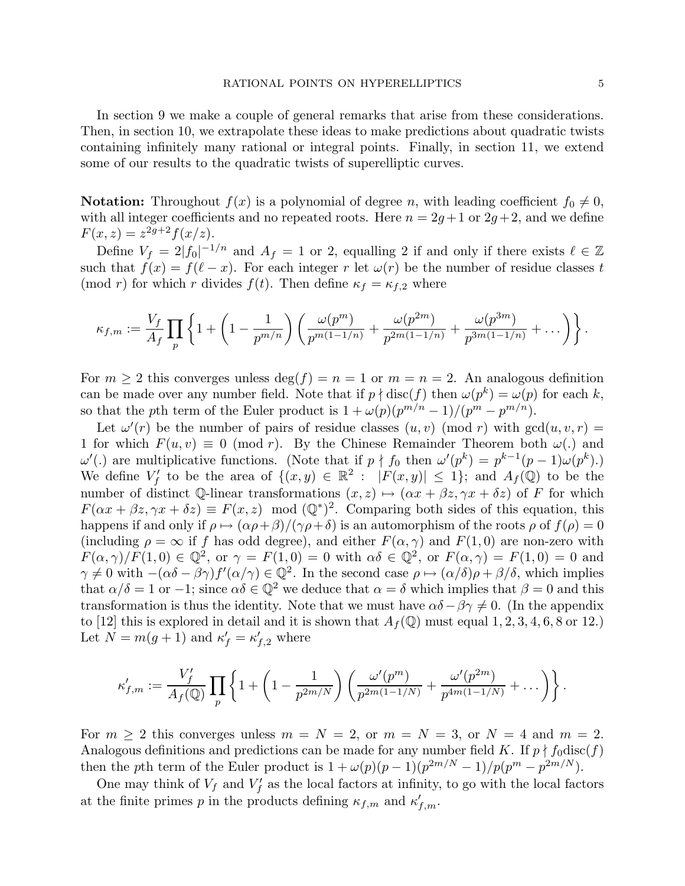In section 9 we make a couple of general remarks that arise from these considerations. Then, in section 10, we extrapolate these ideas to make predictions about quadratic twists containing infinitely many rational or integral points. Finally, in section 11, we extend some of our results to the quadratic twists of superelliptic curves.

**Notation:** Throughout $f(x)$ is a polynomial of degree $n$, with leading coefficient $f_0 \neq 0$, with all integer coefficients and no repeated roots. Here $n = 2g+1$ or $2g+2$, and we define $F(x,z) = z^{2g+2} f(x/z)$.

Define $V_f = 2|f_0|^{-1/n}$ and $A_f = 1$ or $2$, equalling 2 if and only if there exists $\ell \in \mathbb{Z}$ such that $f(x) = f(\ell - x)$. For each integer $r$ let $\omega(r)$ be the number of residue classes $t \pmod{r}$ for which $r$ divides $f(t)$. Then define $\kappa_f = \kappa_{f,2}$ where

$$\kappa_{f,m} := \frac{V_f}{A_f} \prod_p \left\{ 1 + \left(1 - \frac{1}{p^{m/n}}\right) \left( \frac{\omega(p^m)}{p^{m(1-1/n)}} + \frac{\omega(p^{2m})}{p^{2m(1-1/n)}} + \frac{\omega(p^{3m})}{p^{3m(1-1/n)}} + \dots \right) \right\}.$$

For $m \geq 2$ this converges unless $\deg(f) = n = 1$ or $m = n = 2$. An analogous definition can be made over any number field. Note that if $p \nmid \operatorname{disc}(f)$ then $\omega(p^k) = \omega(p)$ for each $k$, so that the $p$th term of the Euler product is $1 + \omega(p)(p^{m/n} - 1)/(p^m - p^{m/n})$.

Let $\omega'(r)$ be the number of pairs of residue classes $(u,v) \pmod{r}$ with $\gcd(u,v,r) = 1$ for which $F(u,v) \equiv 0 \pmod{r}$. By the Chinese Remainder Theorem both $\omega(.)$ and $\omega'(.)$ are multiplicative functions. (Note that if $p \nmid f_0$ then $\omega'(p^k) = p^{k-1}(p-1)\omega(p^k)$.) We define $V'_f$ to be the area of $\{(x,y) \in \mathbb{R}^2 : \ |F(x,y)| \leq 1\}$; and $A_f(\mathbb{Q})$ to be the number of distinct $\mathbb{Q}$-linear transformations $(x,z) \mapsto (\alpha x + \beta z, \gamma x + \delta z)$ of $F$ for which $F(\alpha x + \beta z, \gamma x + \delta z) \equiv F(x,z) \mod (\mathbb{Q}^*)^2$. Comparing both sides of this equation, this happens if and only if $\rho \mapsto (\alpha\rho + \beta)/(\gamma\rho + \delta)$ is an automorphism of the roots $\rho$ of $f(\rho) = 0$ (including $\rho = \infty$ if $f$ has odd degree), and either $F(\alpha,\gamma)$ and $F(1,0)$ are non-zero with $F(\alpha,\gamma)/F(1,0) \in \mathbb{Q}^2$, or $\gamma = F(1,0) = 0$ with $\alpha\delta \in \mathbb{Q}^2$, or $F(\alpha,\gamma) = F(1,0) = 0$ and $\gamma \neq 0$ with $-(\alpha\delta - \beta\gamma)f'(\alpha/\gamma) \in \mathbb{Q}^2$. In the second case $\rho \mapsto (\alpha/\delta)\rho + \beta/\delta$, which implies that $\alpha/\delta = 1$ or $-1$; since $\alpha\delta \in \mathbb{Q}^2$ we deduce that $\alpha = \delta$ which implies that $\beta = 0$ and this transformation is thus the identity. Note that we must have $\alpha\delta - \beta\gamma \neq 0$. (In the appendix to [12] this is explored in detail and it is shown that $A_f(\mathbb{Q})$ must equal $1, 2, 3, 4, 6, 8$ or $12$.) Let $N = m(g+1)$ and $\kappa'_f = \kappa'_{f,2}$ where

$$\kappa'_{f,m} := \frac{V'_f}{A_f(\mathbb{Q})} \prod_p \left\{ 1 + \left(1 - \frac{1}{p^{2m/N}}\right) \left( \frac{\omega'(p^m)}{p^{2m(1-1/N)}} + \frac{\omega'(p^{2m})}{p^{4m(1-1/N)}} + \dots \right) \right\}.$$

For $m \geq 2$ this converges unless $m = N = 2$, or $m = N = 3$, or $N = 4$ and $m = 2$. Analogous definitions and predictions can be made for any number field $K$. If $p \nmid f_0 \operatorname{disc}(f)$ then the $p$th term of the Euler product is $1 + \omega(p)(p-1)(p^{2m/N} - 1)/p(p^m - p^{2m/N})$.

One may think of $V_f$ and $V'_f$ as the local factors at infinity, to go with the local factors at the finite primes $p$ in the products defining $\kappa_{f,m}$ and $\kappa'_{f,m}$.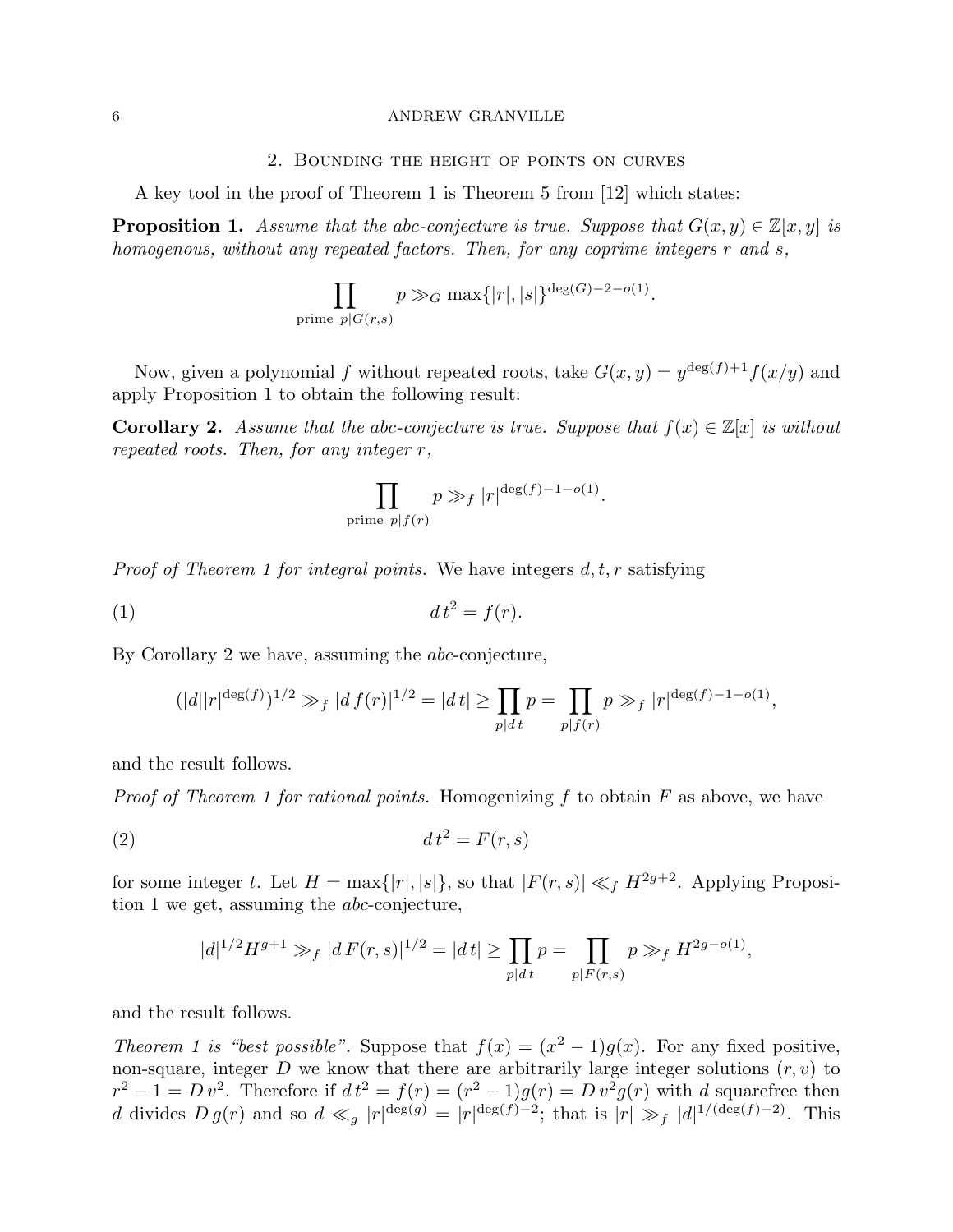## 2. Bounding the height of points on curves

A key tool in the proof of Theorem 1 is Theorem 5 from [12] which states:

**Proposition 1.** *Assume that the abc-conjecture is true. Suppose that $G(x,y) \in \mathbb{Z}[x,y]$ is homogenous, without any repeated factors. Then, for any coprime integers $r$ and $s$,*

$$\prod_{\text{prime } p|G(r,s)} p \gg_G \max\{|r|,|s|\}^{\deg(G)-2-o(1)}.$$

Now, given a polynomial $f$ without repeated roots, take $G(x,y) = y^{\deg(f)+1} f(x/y)$ and apply Proposition 1 to obtain the following result:

**Corollary 2.** *Assume that the abc-conjecture is true. Suppose that $f(x) \in \mathbb{Z}[x]$ is without repeated roots. Then, for any integer $r$,*

$$\prod_{\text{prime } p|f(r)} p \gg_f |r|^{\deg(f)-1-o(1)}.$$

*Proof of Theorem 1 for integral points.* We have integers $d, t, r$ satisfying

$$d\,t^2 = f(r). \tag{1}$$

By Corollary 2 we have, assuming the *abc*-conjecture,

$$(|d||r|^{\deg(f)})^{1/2} \gg_f |d\,f(r)|^{1/2} = |d\,t| \geq \prod_{p|d\,t} p = \prod_{p|f(r)} p \gg_f |r|^{\deg(f)-1-o(1)},$$

and the result follows.

*Proof of Theorem 1 for rational points.* Homogenizing $f$ to obtain $F$ as above, we have

$$d\,t^2 = F(r,s) \tag{2}$$

for some integer $t$. Let $H = \max\{|r|,|s|\}$, so that $|F(r,s)| \ll_f H^{2g+2}$. Applying Proposition 1 we get, assuming the *abc*-conjecture,

$$|d|^{1/2} H^{g+1} \gg_f |d\,F(r,s)|^{1/2} = |d\,t| \geq \prod_{p|d\,t} p = \prod_{p|F(r,s)} p \gg_f H^{2g-o(1)},$$

and the result follows.

*Theorem 1 is "best possible".* Suppose that $f(x) = (x^2-1)g(x)$. For any fixed positive, non-square, integer $D$ we know that there are arbitrarily large integer solutions $(r,v)$ to $r^2 - 1 = D\,v^2$. Therefore if $d\,t^2 = f(r) = (r^2-1)g(r) = D\,v^2 g(r)$ with $d$ squarefree then $d$ divides $D\,g(r)$ and so $d \ll_g |r|^{\deg(g)} = |r|^{\deg(f)-2}$; that is $|r| \gg_f |d|^{1/(\deg(f)-2)}$. This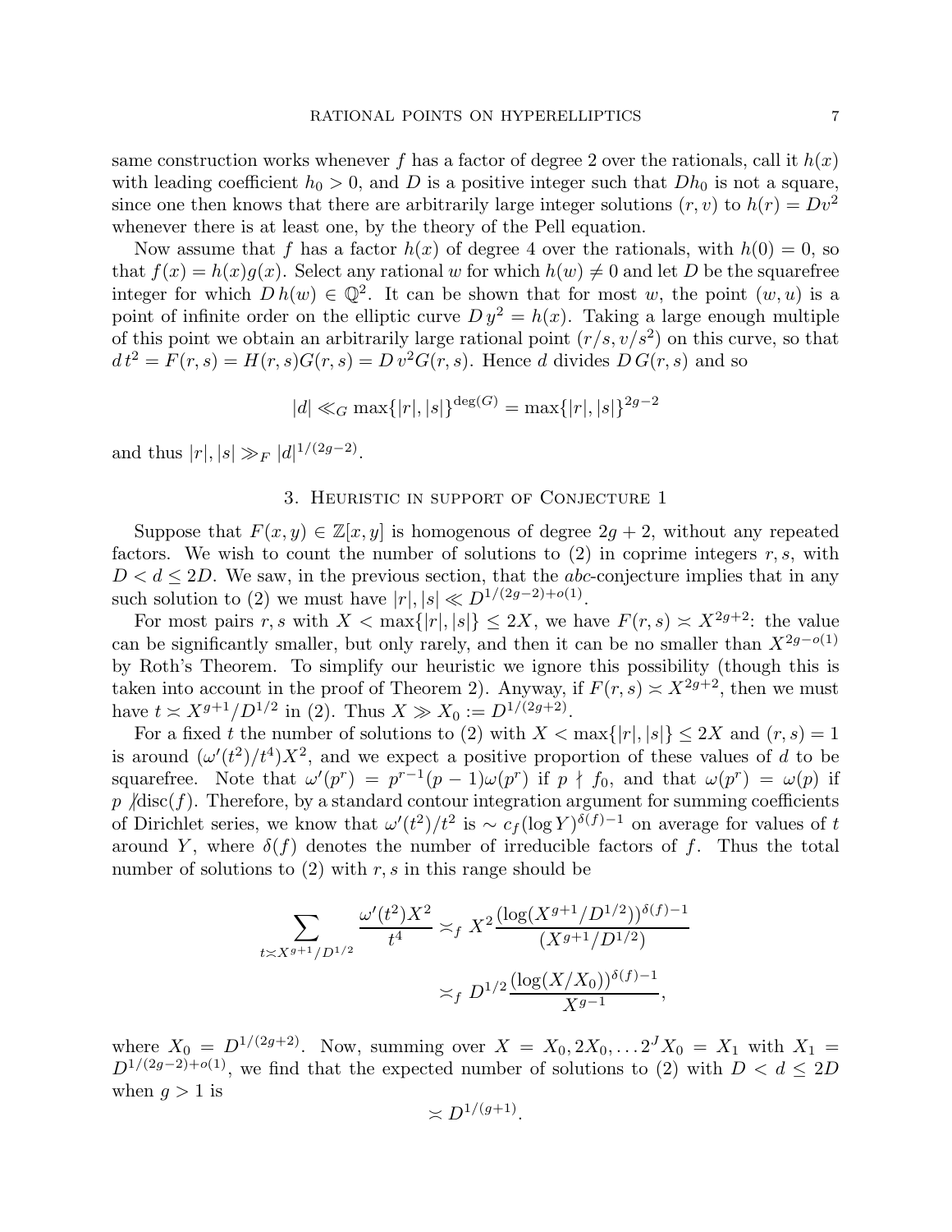same construction works whenever $f$ has a factor of degree 2 over the rationals, call it $h(x)$ with leading coefficient $h_0 > 0$, and $D$ is a positive integer such that $Dh_0$ is not a square, since one then knows that there are arbitrarily large integer solutions $(r, v)$ to $h(r) = Dv^2$ whenever there is at least one, by the theory of the Pell equation.

Now assume that $f$ has a factor $h(x)$ of degree 4 over the rationals, with $h(0) = 0$, so that $f(x) = h(x)g(x)$. Select any rational $w$ for which $h(w) \neq 0$ and let $D$ be the squarefree integer for which $D\,h(w) \in \mathbb{Q}^2$. It can be shown that for most $w$, the point $(w, u)$ is a point of infinite order on the elliptic curve $D\,y^2 = h(x)$. Taking a large enough multiple of this point we obtain an arbitrarily large rational point $(r/s, v/s^2)$ on this curve, so that $d\,t^2 = F(r, s) = H(r, s)G(r, s) = D\,v^2 G(r, s)$. Hence $d$ divides $D\,G(r, s)$ and so

$$|d| \ll_G \max\{|r|, |s|\}^{\deg(G)} = \max\{|r|, |s|\}^{2g-2}$$

and thus $|r|, |s| \gg_F |d|^{1/(2g-2)}$.

## 3. Heuristic in support of Conjecture 1

Suppose that $F(x, y) \in \mathbb{Z}[x, y]$ is homogenous of degree $2g + 2$, without any repeated factors. We wish to count the number of solutions to (2) in coprime integers $r, s$, with $D < d \leq 2D$. We saw, in the previous section, that the *abc*-conjecture implies that in any such solution to (2) we must have $|r|, |s| \ll D^{1/(2g-2)+o(1)}$.

For most pairs $r, s$ with $X < \max\{|r|, |s|\} \leq 2X$, we have $F(r, s) \asymp X^{2g+2}$: the value can be significantly smaller, but only rarely, and then it can be no smaller than $X^{2g-o(1)}$ by Roth's Theorem. To simplify our heuristic we ignore this possibility (though this is taken into account in the proof of Theorem 2). Anyway, if $F(r, s) \asymp X^{2g+2}$, then we must have $t \asymp X^{g+1}/D^{1/2}$ in (2). Thus $X \gg X_0 := D^{1/(2g+2)}$.

For a fixed $t$ the number of solutions to (2) with $X < \max\{|r|, |s|\} \leq 2X$ and $(r, s) = 1$ is around $(\omega'(t^2)/t^4)X^2$, and we expect a positive proportion of these values of $d$ to be squarefree. Note that $\omega'(p^r) = p^{r-1}(p - 1)\omega(p^r)$ if $p \nmid f_0$, and that $\omega(p^r) = \omega(p)$ if $p \nmid \text{disc}(f)$. Therefore, by a standard contour integration argument for summing coefficients of Dirichlet series, we know that $\omega'(t^2)/t^2$ is $\sim c_f(\log Y)^{\delta(f)-1}$ on average for values of $t$ around $Y$, where $\delta(f)$ denotes the number of irreducible factors of $f$. Thus the total number of solutions to (2) with $r, s$ in this range should be

$$\sum_{t \asymp X^{g+1}/D^{1/2}} \frac{\omega'(t^2)X^2}{t^4} \asymp_f X^2 \frac{(\log(X^{g+1}/D^{1/2}))^{\delta(f)-1}}{(X^{g+1}/D^{1/2})}$$

$$\asymp_f D^{1/2} \frac{(\log(X/X_0))^{\delta(f)-1}}{X^{g-1}},$$

where $X_0 = D^{1/(2g+2)}$. Now, summing over $X = X_0, 2X_0, \ldots 2^J X_0 = X_1$ with $X_1 = D^{1/(2g-2)+o(1)}$, we find that the expected number of solutions to (2) with $D < d \leq 2D$ when $g > 1$ is

$$\asymp D^{1/(g+1)}.$$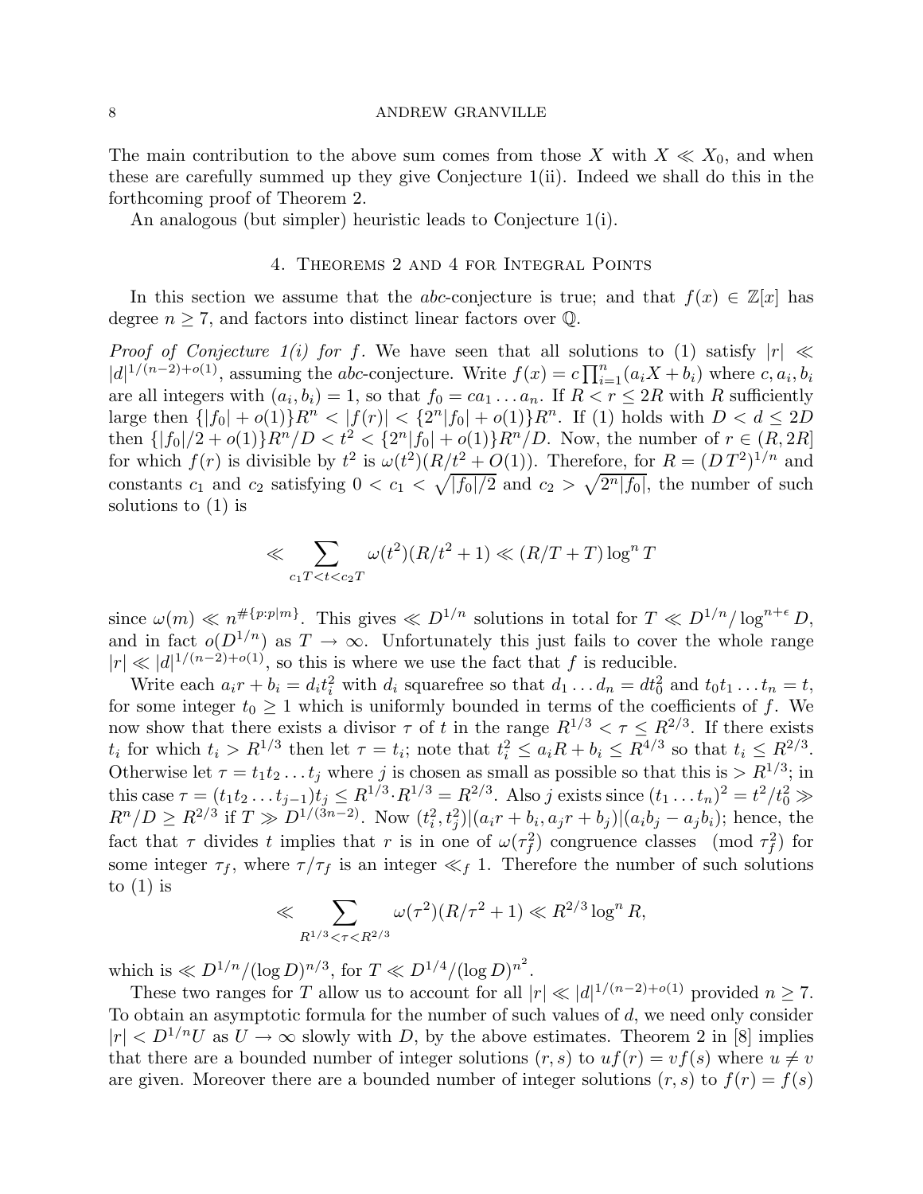The main contribution to the above sum comes from those $X$ with $X \ll X_0$, and when these are carefully summed up they give Conjecture 1(ii). Indeed we shall do this in the forthcoming proof of Theorem 2.

An analogous (but simpler) heuristic leads to Conjecture 1(i).

## 4. Theorems 2 and 4 for Integral Points

In this section we assume that the *abc*-conjecture is true; and that $f(x) \in \mathbb{Z}[x]$ has degree $n \geq 7$, and factors into distinct linear factors over $\mathbb{Q}$.

*Proof of Conjecture 1(i) for $f$.* We have seen that all solutions to (1) satisfy $|r| \ll |d|^{1/(n-2)+o(1)}$, assuming the *abc*-conjecture. Write $f(x) = c\prod_{i=1}^n (a_i X + b_i)$ where $c, a_i, b_i$ are all integers with $(a_i, b_i) = 1$, so that $f_0 = ca_1 \dots a_n$. If $R < r \leq 2R$ with $R$ sufficiently large then $\{|f_0| + o(1)\}R^n < |f(r)| < \{2^n|f_0| + o(1)\}R^n$. If (1) holds with $D < d \leq 2D$ then $\{|f_0|/2 + o(1)\}R^n/D < t^2 < \{2^n|f_0| + o(1)\}R^n/D$. Now, the number of $r \in (R, 2R]$ for which $f(r)$ is divisible by $t^2$ is $\omega(t^2)(R/t^2 + O(1))$. Therefore, for $R = (D\,T^2)^{1/n}$ and constants $c_1$ and $c_2$ satisfying $0 < c_1 < \sqrt{|f_0|/2}$ and $c_2 > \sqrt{2^n|f_0|}$, the number of such solutions to (1) is

$$\ll \sum_{c_1 T < t < c_2 T} \omega(t^2)(R/t^2 + 1) \ll (R/T + T)\log^n T$$

since $\omega(m) \ll n^{\#\{p : p|m\}}$. This gives $\ll D^{1/n}$ solutions in total for $T \ll D^{1/n}/\log^{n+\epsilon} D$, and in fact $o(D^{1/n})$ as $T \to \infty$. Unfortunately this just fails to cover the whole range $|r| \ll |d|^{1/(n-2)+o(1)}$, so this is where we use the fact that $f$ is reducible.

Write each $a_i r + b_i = d_i t_i^2$ with $d_i$ squarefree so that $d_1 \dots d_n = dt_0^2$ and $t_0 t_1 \dots t_n = t$, for some integer $t_0 \geq 1$ which is uniformly bounded in terms of the coefficients of $f$. We now show that there exists a divisor $\tau$ of $t$ in the range $R^{1/3} < \tau \leq R^{2/3}$. If there exists $t_i$ for which $t_i > R^{1/3}$ then let $\tau = t_i$; note that $t_i^2 \leq a_i R + b_i \leq R^{4/3}$ so that $t_i \leq R^{2/3}$. Otherwise let $\tau = t_1 t_2 \dots t_j$ where $j$ is chosen as small as possible so that this is $> R^{1/3}$; in this case $\tau = (t_1 t_2 \dots t_{j-1})t_j \leq R^{1/3} \cdot R^{1/3} = R^{2/3}$. Also $j$ exists since $(t_1 \dots t_n)^2 = t^2/t_0^2 \gg R^n/D \geq R^{2/3}$ if $T \gg D^{1/(3n-2)}$. Now $(t_i^2, t_j^2) | (a_i r + b_i, a_j r + b_j) | (a_i b_j - a_j b_i)$; hence, the fact that $\tau$ divides $t$ implies that $r$ is in one of $\omega(\tau_f^2)$ congruence classes $\pmod{\tau_f^2}$ for some integer $\tau_f$, where $\tau/\tau_f$ is an integer $\ll_f 1$. Therefore the number of such solutions to (1) is

$$\ll \sum_{R^{1/3} < \tau < R^{2/3}} \omega(\tau^2)(R/\tau^2 + 1) \ll R^{2/3}\log^n R,$$

which is $\ll D^{1/n}/(\log D)^{n/3}$, for $T \ll D^{1/4}/(\log D)^{n^2}$.

These two ranges for $T$ allow us to account for all $|r| \ll |d|^{1/(n-2)+o(1)}$ provided $n \geq 7$. To obtain an asymptotic formula for the number of such values of $d$, we need only consider $|r| < D^{1/n}U$ as $U \to \infty$ slowly with $D$, by the above estimates. Theorem 2 in [8] implies that there are a bounded number of integer solutions $(r, s)$ to $uf(r) = vf(s)$ where $u \neq v$ are given. Moreover there are a bounded number of integer solutions $(r, s)$ to $f(r) = f(s)$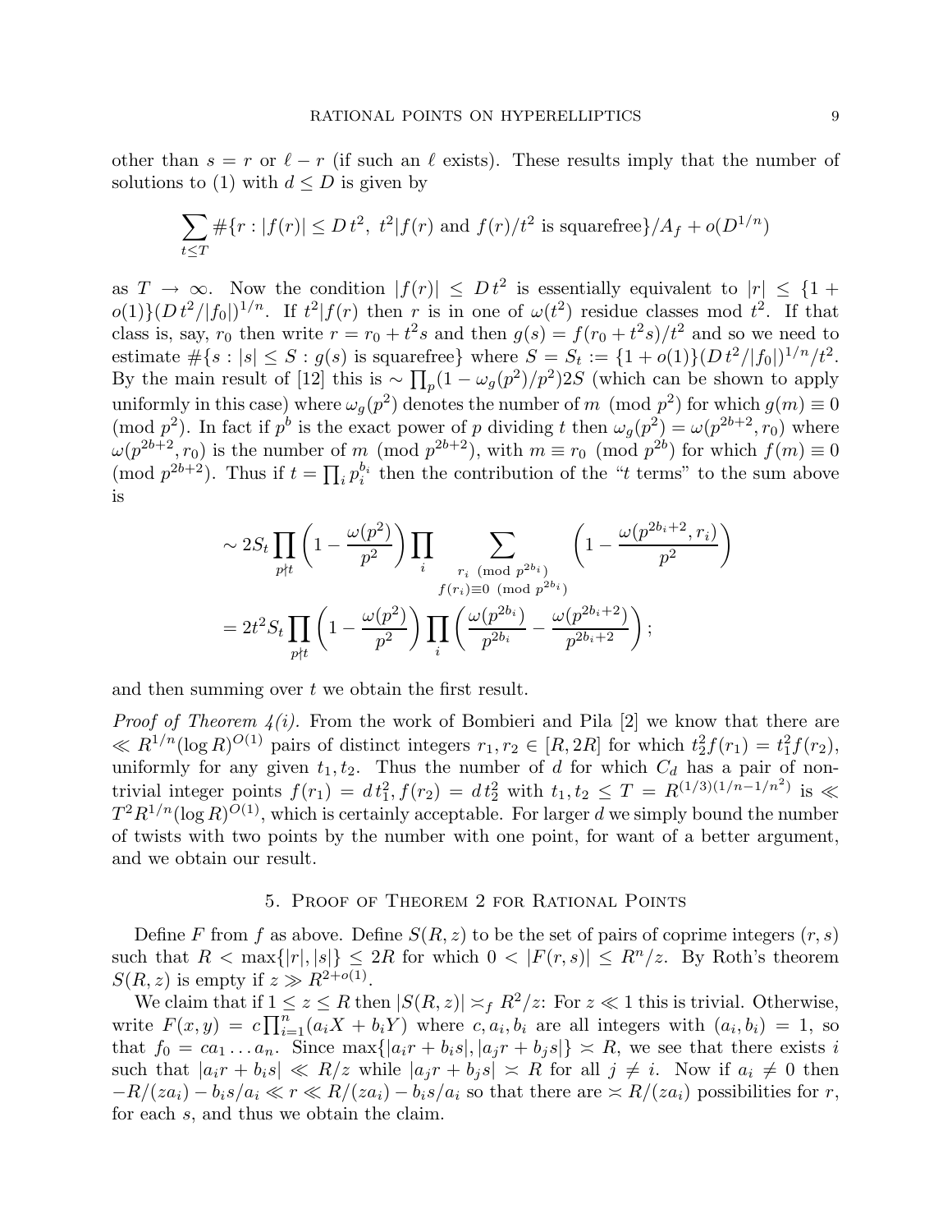other than $s = r$ or $\ell - r$ (if such an $\ell$ exists). These results imply that the number of solutions to (1) with $d \le D$ is given by

$$\sum_{t \le T} \#\{r : |f(r)| \le D\, t^2,\ t^2 | f(r) \text{ and } f(r)/t^2 \text{ is squarefree}\}/A_f + o(D^{1/n})$$

as $T \to \infty$. Now the condition $|f(r)| \le D\,t^2$ is essentially equivalent to $|r| \le \{1 + o(1)\}(D\,t^2/|f_0|)^{1/n}$. If $t^2 | f(r)$ then $r$ is in one of $\omega(t^2)$ residue classes mod $t^2$. If that class is, say, $r_0$ then write $r = r_0 + t^2 s$ and then $g(s) = f(r_0 + t^2 s)/t^2$ and so we need to estimate $\#\{s : |s| \le S : g(s) \text{ is squarefree}\}$ where $S = S_t := \{1 + o(1)\}(D\,t^2/|f_0|)^{1/n}/t^2$. By the main result of [12] this is $\sim \prod_p (1 - \omega_g(p^2)/p^2) 2S$ (which can be shown to apply uniformly in this case) where $\omega_g(p^2)$ denotes the number of $m \pmod{p^2}$ for which $g(m) \equiv 0 \pmod{p^2}$. In fact if $p^b$ is the exact power of $p$ dividing $t$ then $\omega_g(p^2) = \omega(p^{2b+2}, r_0)$ where $\omega(p^{2b+2}, r_0)$ is the number of $m \pmod{p^{2b+2}}$, with $m \equiv r_0 \pmod{p^{2b}}$ for which $f(m) \equiv 0 \pmod{p^{2b+2}}$. Thus if $t = \prod_i p_i^{b_i}$ then the contribution of the "$t$ terms" to the sum above is

$$\begin{aligned}
&\sim 2S_t \prod_{p \nmid t} \left(1 - \frac{\omega(p^2)}{p^2}\right) \prod_i \sum_{\substack{r_i \pmod{p^{2b_i}} \\ f(r_i) \equiv 0 \pmod{p^{2b_i}}}} \left(1 - \frac{\omega(p^{2b_i+2}, r_i)}{p^2}\right) \\
&= 2t^2 S_t \prod_{p \nmid t} \left(1 - \frac{\omega(p^2)}{p^2}\right) \prod_i \left(\frac{\omega(p^{2b_i})}{p^{2b_i}} - \frac{\omega(p^{2b_i+2})}{p^{2b_i+2}}\right);
\end{aligned}$$

and then summing over $t$ we obtain the first result.

*Proof of Theorem 4(i).* From the work of Bombieri and Pila [2] we know that there are $\ll R^{1/n}(\log R)^{O(1)}$ pairs of distinct integers $r_1, r_2 \in [R, 2R]$ for which $t_2^2 f(r_1) = t_1^2 f(r_2)$, uniformly for any given $t_1, t_2$. Thus the number of $d$ for which $C_d$ has a pair of non-trivial integer points $f(r_1) = d\,t_1^2, f(r_2) = d\,t_2^2$ with $t_1, t_2 \le T = R^{(1/3)(1/n - 1/n^2)}$ is $\ll T^2 R^{1/n}(\log R)^{O(1)}$, which is certainly acceptable. For larger $d$ we simply bound the number of twists with two points by the number with one point, for want of a better argument, and we obtain our result.

## 5. Proof of Theorem 2 for Rational Points

Define $F$ from $f$ as above. Define $S(R, z)$ to be the set of pairs of coprime integers $(r, s)$ such that $R < \max\{|r|, |s|\} \le 2R$ for which $0 < |F(r, s)| \le R^n/z$. By Roth's theorem $S(R, z)$ is empty if $z \gg R^{2+o(1)}$.

We claim that if $1 \le z \le R$ then $|S(R, z)| \asymp_f R^2/z$: For $z \ll 1$ this is trivial. Otherwise, write $F(x, y) = c \prod_{i=1}^n (a_i X + b_i Y)$ where $c, a_i, b_i$ are all integers with $(a_i, b_i) = 1$, so that $f_0 = c a_1 \dots a_n$. Since $\max\{|a_i r + b_i s|, |a_j r + b_j s|\} \asymp R$, we see that there exists $i$ such that $|a_i r + b_i s| \ll R/z$ while $|a_j r + b_j s| \asymp R$ for all $j \ne i$. Now if $a_i \ne 0$ then $-R/(z a_i) - b_i s/a_i \ll r \ll R/(z a_i) - b_i s/a_i$ so that there are $\asymp R/(z a_i)$ possibilities for $r$, for each $s$, and thus we obtain the claim.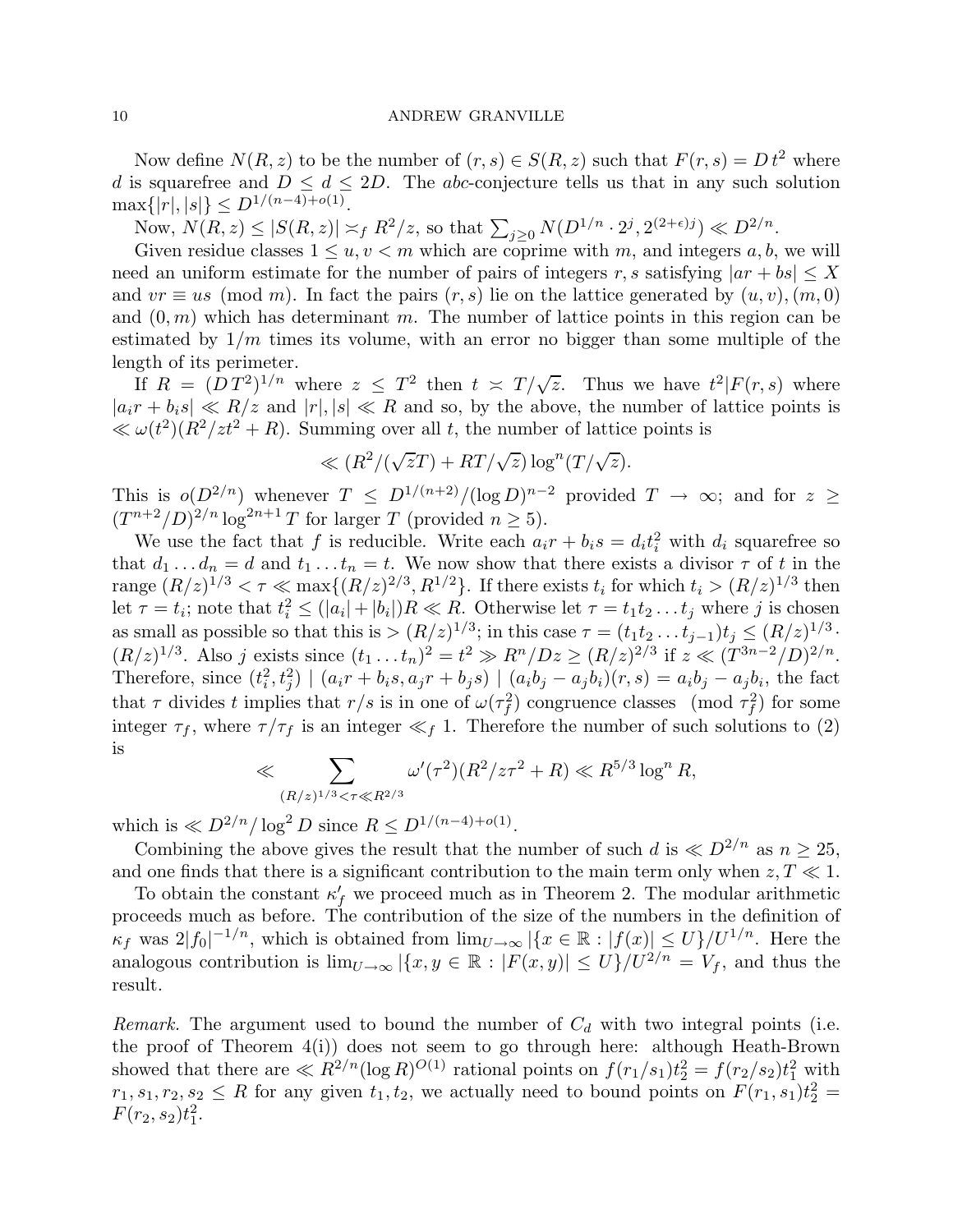Now define $N(R,z)$ to be the number of $(r,s) \in S(R,z)$ such that $F(r,s) = D\,t^2$ where $d$ is squarefree and $D \leq d \leq 2D$. The *abc*-conjecture tells us that in any such solution $\max\{|r|,|s|\} \leq D^{1/(n-4)+o(1)}$.

Now, $N(R,z) \leq |S(R,z)| \asymp_f R^2/z$, so that $\sum_{j\geq 0} N(D^{1/n}\cdot 2^j, 2^{(2+\epsilon)j}) \ll D^{2/n}$.

Given residue classes $1 \leq u, v < m$ which are coprime with $m$, and integers $a, b$, we will need an uniform estimate for the number of pairs of integers $r, s$ satisfying $|ar + bs| \leq X$ and $vr \equiv us \pmod m$. In fact the pairs $(r,s)$ lie on the lattice generated by $(u,v), (m,0)$ and $(0,m)$ which has determinant $m$. The number of lattice points in this region can be estimated by $1/m$ times its volume, with an error no bigger than some multiple of the length of its perimeter.

If $R = (DT^2)^{1/n}$ where $z \leq T^2$ then $t \asymp T/\sqrt{z}$. Thus we have $t^2 | F(r,s)$ where $|a_i r + b_i s| \ll R/z$ and $|r|, |s| \ll R$ and so, by the above, the number of lattice points is $\ll \omega(t^2)(R^2/zt^2 + R)$. Summing over all $t$, the number of lattice points is

$$\ll (R^2/(\sqrt{z}T) + RT/\sqrt{z}) \log^n(T/\sqrt{z}).$$

This is $o(D^{2/n})$ whenever $T \leq D^{1/(n+2)}/(\log D)^{n-2}$ provided $T \to \infty$; and for $z \geq (T^{n+2}/D)^{2/n} \log^{2n+1} T$ for larger $T$ (provided $n \geq 5$).

We use the fact that $f$ is reducible. Write each $a_i r + b_i s = d_i t_i^2$ with $d_i$ squarefree so that $d_1 \dots d_n = d$ and $t_1 \dots t_n = t$. We now show that there exists a divisor $\tau$ of $t$ in the range $(R/z)^{1/3} < \tau \ll \max\{(R/z)^{2/3}, R^{1/2}\}$. If there exists $t_i$ for which $t_i > (R/z)^{1/3}$ then let $\tau = t_i$; note that $t_i^2 \leq (|a_i| + |b_i|)R \ll R$. Otherwise let $\tau = t_1 t_2 \dots t_j$ where $j$ is chosen as small as possible so that this is $> (R/z)^{1/3}$; in this case $\tau = (t_1 t_2 \dots t_{j-1}) t_j \leq (R/z)^{1/3} \cdot (R/z)^{1/3}$. Also $j$ exists since $(t_1 \dots t_n)^2 = t^2 \gg R^n/Dz \geq (R/z)^{2/3}$ if $z \ll (T^{3n-2}/D)^{2/n}$. Therefore, since $(t_i^2, t_j^2) \mid (a_i r + b_i s, a_j r + b_j s) \mid (a_i b_j - a_j b_i)(r,s) = a_i b_j - a_j b_i$, the fact that $\tau$ divides $t$ implies that $r/s$ is in one of $\omega(\tau_f^2)$ congruence classes $\pmod{\tau_f^2}$ for some integer $\tau_f$, where $\tau/\tau_f$ is an integer $\ll_f 1$. Therefore the number of such solutions to (2) is

$$\ll \sum_{(R/z)^{1/3} < \tau \ll R^{2/3}} \omega'(\tau^2)(R^2/z\tau^2 + R) \ll R^{5/3} \log^n R,$$

which is $\ll D^{2/n}/\log^2 D$ since $R \leq D^{1/(n-4)+o(1)}$.

Combining the above gives the result that the number of such $d$ is $\ll D^{2/n}$ as $n \geq 25$, and one finds that there is a significant contribution to the main term only when $z, T \ll 1$.

To obtain the constant $\kappa_f'$ we proceed much as in Theorem 2. The modular arithmetic proceeds much as before. The contribution of the size of the numbers in the definition of $\kappa_f$ was $2|f_0|^{-1/n}$, which is obtained from $\lim_{U\to\infty} |\{x \in \mathbb{R} : |f(x)| \leq U\}/U^{1/n}$. Here the analogous contribution is $\lim_{U\to\infty} |\{x, y \in \mathbb{R} : |F(x,y)| \leq U\}/U^{2/n} = V_f$, and thus the result.

*Remark.* The argument used to bound the number of $C_d$ with two integral points (i.e. the proof of Theorem 4(i)) does not seem to go through here: although Heath-Brown showed that there are $\ll R^{2/n}(\log R)^{O(1)}$ rational points on $f(r_1/s_1)t_2^2 = f(r_2/s_2)t_1^2$ with $r_1, s_1, r_2, s_2 \leq R$ for any given $t_1, t_2$, we actually need to bound points on $F(r_1, s_1)t_2^2 = F(r_2, s_2)t_1^2$.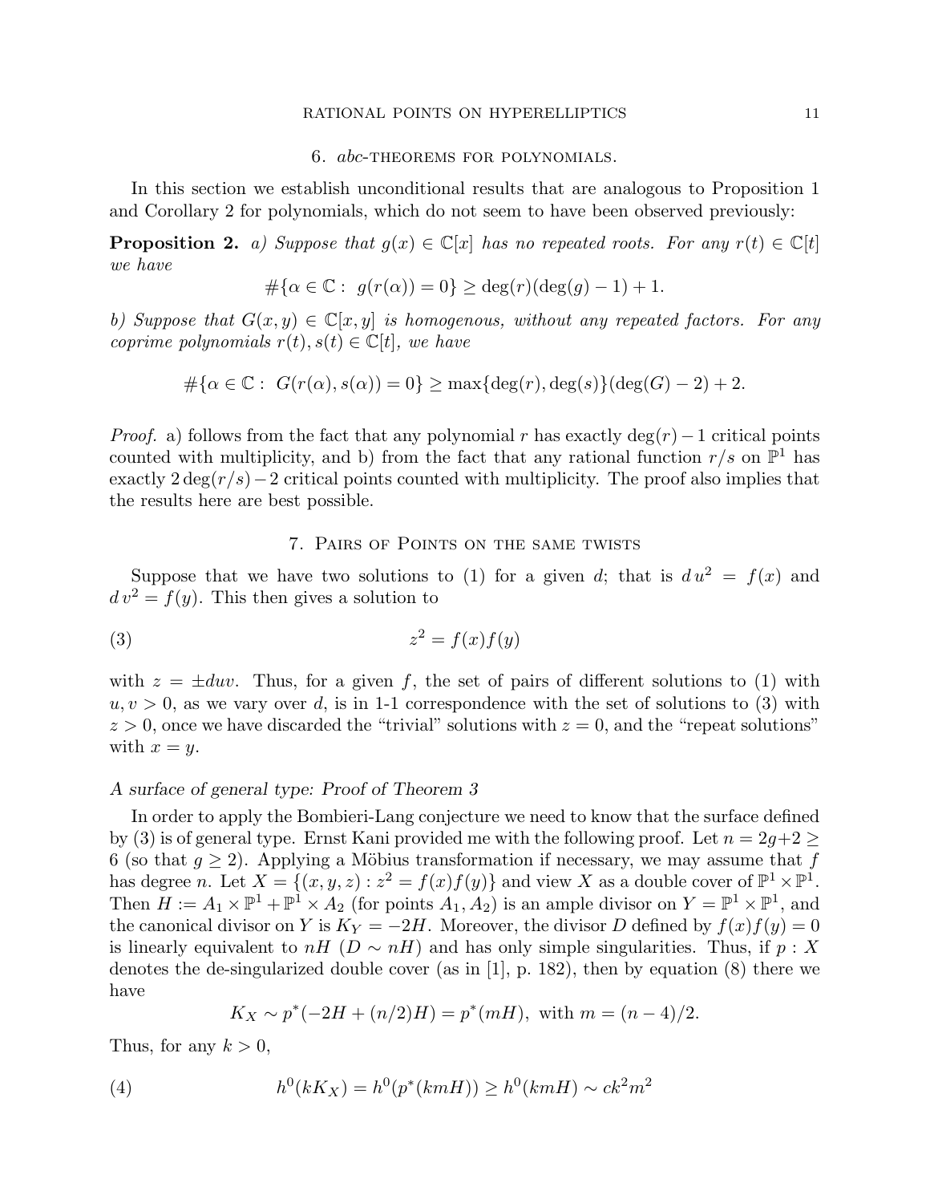## 6. *abc*-theorems for polynomials.

In this section we establish unconditional results that are analogous to Proposition 1 and Corollary 2 for polynomials, which do not seem to have been observed previously:

**Proposition 2.** *a) Suppose that $g(x) \in \mathbb{C}[x]$ has no repeated roots. For any $r(t) \in \mathbb{C}[t]$ we have*

$$\#\{\alpha \in \mathbb{C} : \ g(r(\alpha)) = 0\} \geq \deg(r)(\deg(g) - 1) + 1.$$

*b) Suppose that $G(x, y) \in \mathbb{C}[x, y]$ is homogenous, without any repeated factors. For any coprime polynomials $r(t), s(t) \in \mathbb{C}[t]$, we have*

$$\#\{\alpha \in \mathbb{C} : \ G(r(\alpha), s(\alpha)) = 0\} \geq \max\{\deg(r), \deg(s)\}(\deg(G) - 2) + 2.$$

*Proof.* a) follows from the fact that any polynomial $r$ has exactly $\deg(r) - 1$ critical points counted with multiplicity, and b) from the fact that any rational function $r/s$ on $\mathbb{P}^1$ has exactly $2\deg(r/s) - 2$ critical points counted with multiplicity. The proof also implies that the results here are best possible.

## 7. Pairs of Points on the same twists

Suppose that we have two solutions to (1) for a given $d$; that is $d\,u^2 = f(x)$ and $d\,v^2 = f(y)$. This then gives a solution to

$$z^2 = f(x)f(y) \tag{3}$$

with $z = \pm duv$. Thus, for a given $f$, the set of pairs of different solutions to (1) with $u, v > 0$, as we vary over $d$, is in 1-1 correspondence with the set of solutions to (3) with $z > 0$, once we have discarded the "trivial" solutions with $z = 0$, and the "repeat solutions" with $x = y$.

### *A surface of general type: Proof of Theorem 3*

In order to apply the Bombieri-Lang conjecture we need to know that the surface defined by (3) is of general type. Ernst Kani provided me with the following proof. Let $n = 2g+2 \geq 6$ (so that $g \geq 2$). Applying a Möbius transformation if necessary, we may assume that $f$ has degree $n$. Let $X = \{(x, y, z) : z^2 = f(x)f(y)\}$ and view $X$ as a double cover of $\mathbb{P}^1 \times \mathbb{P}^1$. Then $H := A_1 \times \mathbb{P}^1 + \mathbb{P}^1 \times A_2$ (for points $A_1, A_2$) is an ample divisor on $Y = \mathbb{P}^1 \times \mathbb{P}^1$, and the canonical divisor on $Y$ is $K_Y = -2H$. Moreover, the divisor $D$ defined by $f(x)f(y) = 0$ is linearly equivalent to $nH$ ($D \sim nH$) and has only simple singularities. Thus, if $p : X$ denotes the de-singularized double cover (as in [1], p. 182), then by equation (8) there we have

$$K_X \sim p^*(-2H + (n/2)H) = p^*(mH), \text{ with } m = (n-4)/2.$$

Thus, for any $k > 0$,

$$h^0(kK_X) = h^0(p^*(kmH)) \geq h^0(kmH) \sim ck^2m^2 \tag{4}$$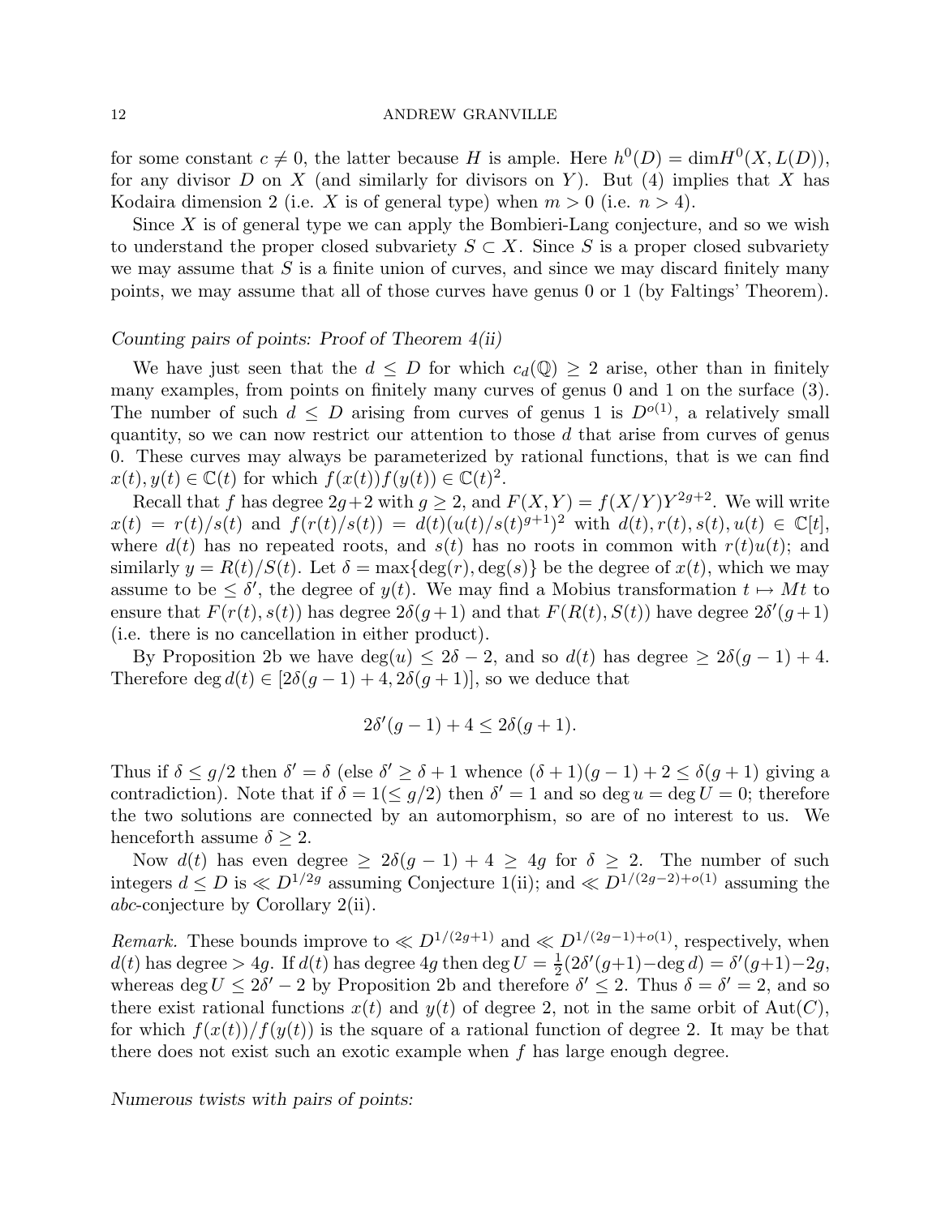for some constant $c \neq 0$, the latter because $H$ is ample. Here $h^0(D) = \dim H^0(X, L(D))$, for any divisor $D$ on $X$ (and similarly for divisors on $Y$). But (4) implies that $X$ has Kodaira dimension 2 (i.e. $X$ is of general type) when $m > 0$ (i.e. $n > 4$).

Since $X$ is of general type we can apply the Bombieri-Lang conjecture, and so we wish to understand the proper closed subvariety $S \subset X$. Since $S$ is a proper closed subvariety we may assume that $S$ is a finite union of curves, and since we may discard finitely many points, we may assume that all of those curves have genus 0 or 1 (by Faltings' Theorem).

*Counting pairs of points: Proof of Theorem 4(ii)*

We have just seen that the $d \leq D$ for which $c_d(\mathbb{Q}) \geq 2$ arise, other than in finitely many examples, from points on finitely many curves of genus 0 and 1 on the surface (3). The number of such $d \leq D$ arising from curves of genus 1 is $D^{o(1)}$, a relatively small quantity, so we can now restrict our attention to those $d$ that arise from curves of genus 0. These curves may always be parameterized by rational functions, that is we can find $x(t), y(t) \in \mathbb{C}(t)$ for which $f(x(t))f(y(t)) \in \mathbb{C}(t)^2$.

Recall that $f$ has degree $2g+2$ with $g \geq 2$, and $F(X,Y) = f(X/Y)Y^{2g+2}$. We will write $x(t) = r(t)/s(t)$ and $f(r(t)/s(t)) = d(t)(u(t)/s(t)^{g+1})^2$ with $d(t), r(t), s(t), u(t) \in \mathbb{C}[t]$, where $d(t)$ has no repeated roots, and $s(t)$ has no roots in common with $r(t)u(t)$; and similarly $y = R(t)/S(t)$. Let $\delta = \max\{\deg(r), \deg(s)\}$ be the degree of $x(t)$, which we may assume to be $\leq \delta'$, the degree of $y(t)$. We may find a Mobius transformation $t \mapsto Mt$ to ensure that $F(r(t), s(t))$ has degree $2\delta(g+1)$ and that $F(R(t), S(t))$ have degree $2\delta'(g+1)$ (i.e. there is no cancellation in either product).

By Proposition 2b we have $\deg(u) \leq 2\delta - 2$, and so $d(t)$ has degree $\geq 2\delta(g-1)+4$. Therefore $\deg d(t) \in [2\delta(g-1)+4, 2\delta(g+1)]$, so we deduce that

$$2\delta'(g-1) + 4 \leq 2\delta(g+1).$$

Thus if $\delta \leq g/2$ then $\delta' = \delta$ (else $\delta' \geq \delta + 1$ whence $(\delta+1)(g-1) + 2 \leq \delta(g+1)$ giving a contradiction). Note that if $\delta = 1 (\leq g/2)$ then $\delta' = 1$ and so $\deg u = \deg U = 0$; therefore the two solutions are connected by an automorphism, so are of no interest to us. We henceforth assume $\delta \geq 2$.

Now $d(t)$ has even degree $\geq 2\delta(g-1) + 4 \geq 4g$ for $\delta \geq 2$. The number of such integers $d \leq D$ is $\ll D^{1/2g}$ assuming Conjecture 1(ii); and $\ll D^{1/(2g-2)+o(1)}$ assuming the *abc*-conjecture by Corollary 2(ii).

*Remark.* These bounds improve to $\ll D^{1/(2g+1)}$ and $\ll D^{1/(2g-1)+o(1)}$, respectively, when $d(t)$ has degree $> 4g$. If $d(t)$ has degree $4g$ then $\deg U = \frac{1}{2}(2\delta'(g+1) - \deg d) = \delta'(g+1) - 2g$, whereas $\deg U \leq 2\delta' - 2$ by Proposition 2b and therefore $\delta' \leq 2$. Thus $\delta = \delta' = 2$, and so there exist rational functions $x(t)$ and $y(t)$ of degree 2, not in the same orbit of $\mathrm{Aut}(C)$, for which $f(x(t))/f(y(t))$ is the square of a rational function of degree 2. It may be that there does not exist such an exotic example when $f$ has large enough degree.

*Numerous twists with pairs of points:*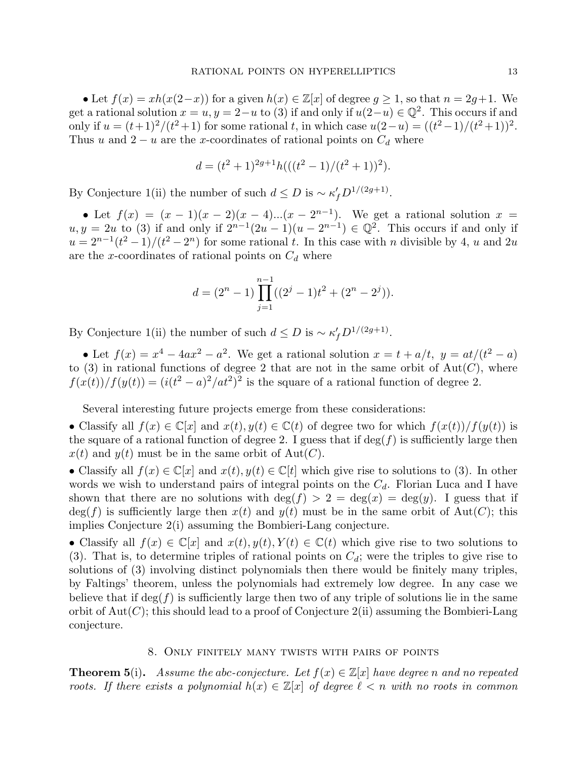• Let $f(x) = xh(x(2-x))$ for a given $h(x) \in \mathbb{Z}[x]$ of degree $g \geq 1$, so that $n = 2g+1$. We get a rational solution $x = u, y = 2-u$ to (3) if and only if $u(2-u) \in \mathbb{Q}^2$. This occurs if and only if $u = (t+1)^2/(t^2+1)$ for some rational $t$, in which case $u(2-u) = ((t^2-1)/(t^2+1))^2$. Thus $u$ and $2-u$ are the $x$-coordinates of rational points on $C_d$ where

$$d = (t^2+1)^{2g+1} h(((t^2-1)/(t^2+1))^2).$$

By Conjecture 1(ii) the number of such $d \leq D$ is $\sim \kappa_f' D^{1/(2g+1)}$.

• Let $f(x) = (x-1)(x-2)(x-4)...(x-2^{n-1})$. We get a rational solution $x = u, y = 2u$ to (3) if and only if $2^{n-1}(2u-1)(u-2^{n-1}) \in \mathbb{Q}^2$. This occurs if and only if $u = 2^{n-1}(t^2-1)/(t^2-2^n)$ for some rational $t$. In this case with $n$ divisible by 4, $u$ and $2u$ are the $x$-coordinates of rational points on $C_d$ where

$$d = (2^n - 1) \prod_{j=1}^{n-1} ((2^j - 1)t^2 + (2^n - 2^j)).$$

By Conjecture 1(ii) the number of such $d \leq D$ is $\sim \kappa_f' D^{1/(2g+1)}$.

• Let $f(x) = x^4 - 4ax^2 - a^2$. We get a rational solution $x = t + a/t,\ y = at/(t^2-a)$ to (3) in rational functions of degree 2 that are not in the same orbit of $\mathrm{Aut}(C)$, where $f(x(t))/f(y(t)) = (i(t^2-a)^2/at^2)^2$ is the square of a rational function of degree 2.

Several interesting future projects emerge from these considerations:

• Classify all $f(x) \in \mathbb{C}[x]$ and $x(t), y(t) \in \mathbb{C}(t)$ of degree two for which $f(x(t))/f(y(t))$ is the square of a rational function of degree 2. I guess that if $\deg(f)$ is sufficiently large then $x(t)$ and $y(t)$ must be in the same orbit of $\mathrm{Aut}(C)$.

• Classify all $f(x) \in \mathbb{C}[x]$ and $x(t), y(t) \in \mathbb{C}[t]$ which give rise to solutions to (3). In other words we wish to understand pairs of integral points on the $C_d$. Florian Luca and I have shown that there are no solutions with $\deg(f) > 2 = \deg(x) = \deg(y)$. I guess that if $\deg(f)$ is sufficiently large then $x(t)$ and $y(t)$ must be in the same orbit of $\mathrm{Aut}(C)$; this implies Conjecture 2(i) assuming the Bombieri-Lang conjecture.

• Classify all $f(x) \in \mathbb{C}[x]$ and $x(t), y(t), Y(t) \in \mathbb{C}(t)$ which give rise to two solutions to (3). That is, to determine triples of rational points on $C_d$; were the triples to give rise to solutions of (3) involving distinct polynomials then there would be finitely many triples, by Faltings' theorem, unless the polynomials had extremely low degree. In any case we believe that if $\deg(f)$ is sufficiently large then two of any triple of solutions lie in the same orbit of $\mathrm{Aut}(C)$; this should lead to a proof of Conjecture 2(ii) assuming the Bombieri-Lang conjecture.

## 8. Only finitely many twists with pairs of points

**Theorem 5**(i). *Assume the abc-conjecture. Let $f(x) \in \mathbb{Z}[x]$ have degree $n$ and no repeated roots. If there exists a polynomial $h(x) \in \mathbb{Z}[x]$ of degree $\ell < n$ with no roots in common*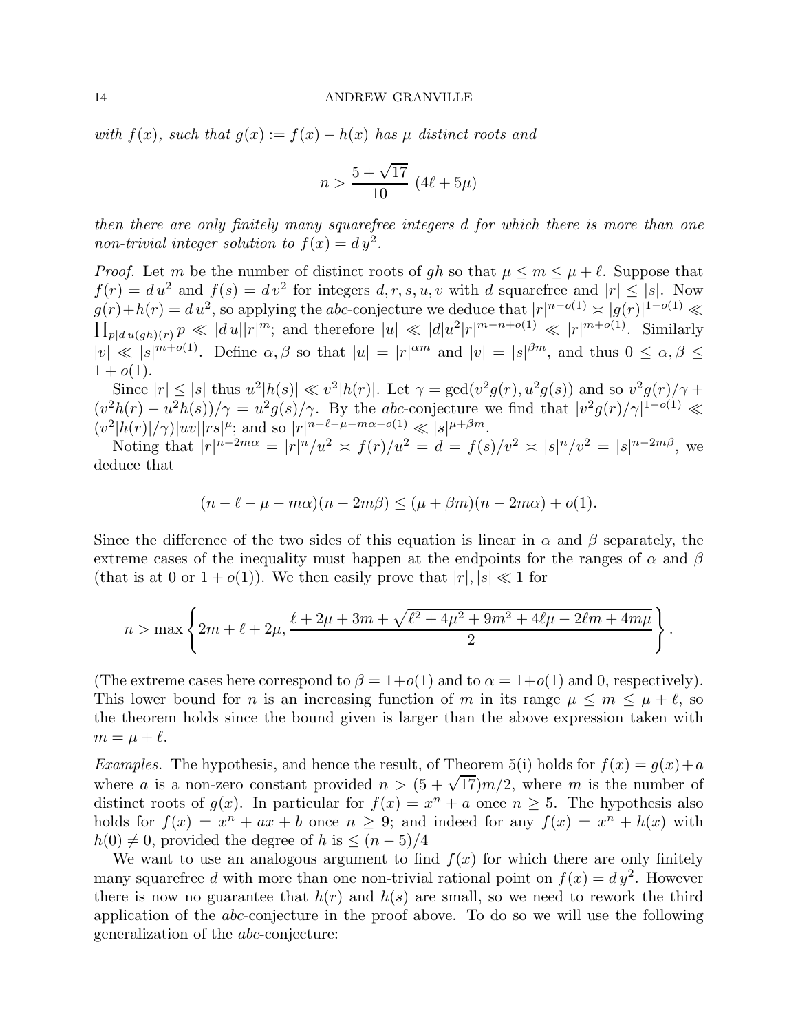*with $f(x)$, such that $g(x) := f(x) - h(x)$ has $\mu$ distinct roots and*

$$n > \frac{5+\sqrt{17}}{10}\ (4\ell + 5\mu)$$

*then there are only finitely many squarefree integers $d$ for which there is more than one non-trivial integer solution to $f(x) = d\,y^2$.*

*Proof.* Let $m$ be the number of distinct roots of $gh$ so that $\mu \le m \le \mu + \ell$. Suppose that $f(r) = d\,u^2$ and $f(s) = d\,v^2$ for integers $d, r, s, u, v$ with $d$ squarefree and $|r| \le |s|$. Now $g(r) + h(r) = d\,u^2$, so applying the $abc$-conjecture we deduce that $|r|^{n-o(1)} \asymp |g(r)|^{1-o(1)} \ll \prod_{p | d\,u(gh)(r)} p \ll |d\,u||r|^m$; and therefore $|u| \ll |d|u^2|r|^{m-n+o(1)} \ll |r|^{m+o(1)}$. Similarly $|v| \ll |s|^{m+o(1)}$. Define $\alpha, \beta$ so that $|u| = |r|^{\alpha m}$ and $|v| = |s|^{\beta m}$, and thus $0 \le \alpha, \beta \le 1 + o(1)$.

Since $|r| \le |s|$ thus $u^2|h(s)| \ll v^2|h(r)|$. Let $\gamma = \gcd(v^2 g(r), u^2 g(s))$ and so $v^2 g(r)/\gamma + (v^2 h(r) - u^2 h(s))/\gamma = u^2 g(s)/\gamma$. By the $abc$-conjecture we find that $|v^2 g(r)/\gamma|^{1-o(1)} \ll (v^2|h(r)|/\gamma)|uv||rs|^{\mu}$; and so $|r|^{n-\ell-\mu-m\alpha-o(1)} \ll |s|^{\mu+\beta m}$.

Noting that $|r|^{n-2m\alpha} = |r|^n/u^2 \asymp f(r)/u^2 = d = f(s)/v^2 \asymp |s|^n/v^2 = |s|^{n-2m\beta}$, we deduce that

$$(n - \ell - \mu - m\alpha)(n - 2m\beta) \le (\mu + \beta m)(n - 2m\alpha) + o(1).$$

Since the difference of the two sides of this equation is linear in $\alpha$ and $\beta$ separately, the extreme cases of the inequality must happen at the endpoints for the ranges of $\alpha$ and $\beta$ (that is at 0 or $1 + o(1)$). We then easily prove that $|r|, |s| \ll 1$ for

$$n > \max\left\{ 2m + \ell + 2\mu, \frac{\ell + 2\mu + 3m + \sqrt{\ell^2 + 4\mu^2 + 9m^2 + 4\ell\mu - 2\ell m + 4m\mu}}{2} \right\}.$$

(The extreme cases here correspond to $\beta = 1+o(1)$ and to $\alpha = 1+o(1)$ and 0, respectively). This lower bound for $n$ is an increasing function of $m$ in its range $\mu \le m \le \mu + \ell$, so the theorem holds since the bound given is larger than the above expression taken with $m = \mu + \ell$.

*Examples.* The hypothesis, and hence the result, of Theorem 5(i) holds for $f(x) = g(x) + a$ where $a$ is a non-zero constant provided $n > (5 + \sqrt{17})m/2$, where $m$ is the number of distinct roots of $g(x)$. In particular for $f(x) = x^n + a$ once $n \ge 5$. The hypothesis also holds for $f(x) = x^n + ax + b$ once $n \ge 9$; and indeed for any $f(x) = x^n + h(x)$ with $h(0) \ne 0$, provided the degree of $h$ is $\le (n-5)/4$

We want to use an analogous argument to find $f(x)$ for which there are only finitely many squarefree $d$ with more than one non-trivial rational point on $f(x) = d\,y^2$. However there is now no guarantee that $h(r)$ and $h(s)$ are small, so we need to rework the third application of the $abc$-conjecture in the proof above. To do so we will use the following generalization of the $abc$-conjecture: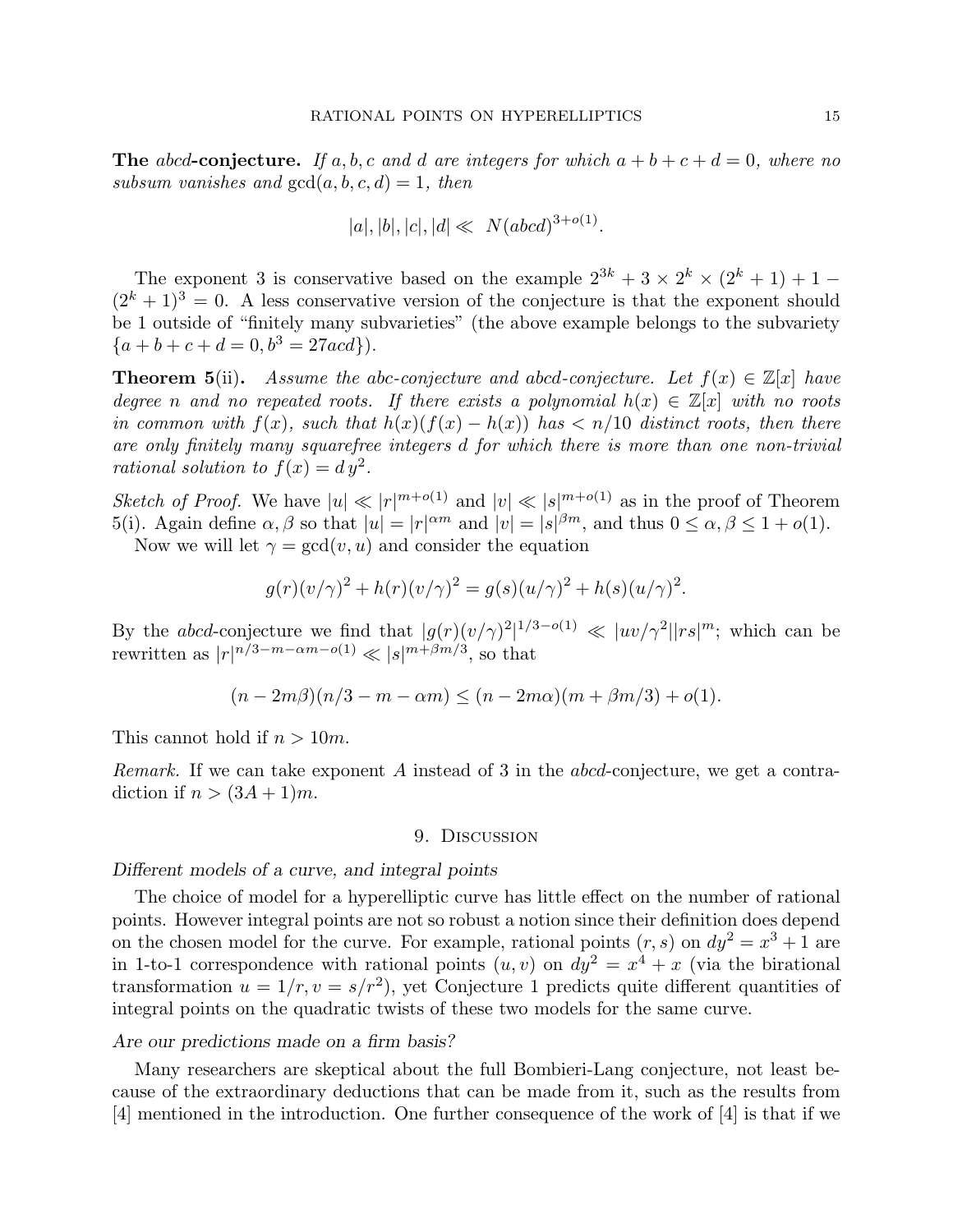**The** *abcd***-conjecture.** *If $a, b, c$ and $d$ are integers for which $a + b + c + d = 0$, where no subsum vanishes and $\gcd(a, b, c, d) = 1$, then*

$$|a|, |b|, |c|, |d| \ll \ N(abcd)^{3+o(1)}.$$

The exponent 3 is conservative based on the example $2^{3k} + 3 \times 2^k \times (2^k + 1) + 1 - (2^k + 1)^3 = 0$. A less conservative version of the conjecture is that the exponent should be 1 outside of "finitely many subvarieties" (the above example belongs to the subvariety $\{a + b + c + d = 0, b^3 = 27acd\}$).

**Theorem 5**(ii). *Assume the abc-conjecture and abcd-conjecture. Let $f(x) \in \mathbb{Z}[x]$ have degree $n$ and no repeated roots. If there exists a polynomial $h(x) \in \mathbb{Z}[x]$ with no roots in common with $f(x)$, such that $h(x)(f(x) - h(x))$ has $< n/10$ distinct roots, then there are only finitely many squarefree integers $d$ for which there is more than one non-trivial rational solution to $f(x) = d\,y^2$.*

*Sketch of Proof.* We have $|u| \ll |r|^{m+o(1)}$ and $|v| \ll |s|^{m+o(1)}$ as in the proof of Theorem 5(i). Again define $\alpha, \beta$ so that $|u| = |r|^{\alpha m}$ and $|v| = |s|^{\beta m}$, and thus $0 \leq \alpha, \beta \leq 1 + o(1)$.

Now we will let $\gamma = \gcd(v, u)$ and consider the equation

$$g(r)(v/\gamma)^2 + h(r)(v/\gamma)^2 = g(s)(u/\gamma)^2 + h(s)(u/\gamma)^2.$$

By the *abcd*-conjecture we find that $|g(r)(v/\gamma)^2|^{1/3-o(1)} \ll |uv/\gamma^2||rs|^m$; which can be rewritten as $|r|^{n/3-m-\alpha m-o(1)} \ll |s|^{m+\beta m/3}$, so that

$$(n - 2m\beta)(n/3 - m - \alpha m) \leq (n - 2m\alpha)(m + \beta m/3) + o(1).$$

This cannot hold if $n > 10m$.

*Remark.* If we can take exponent $A$ instead of 3 in the *abcd*-conjecture, we get a contradiction if $n > (3A + 1)m$.

## 9. Discussion

*Different models of a curve, and integral points*

The choice of model for a hyperelliptic curve has little effect on the number of rational points. However integral points are not so robust a notion since their definition does depend on the chosen model for the curve. For example, rational points $(r, s)$ on $dy^2 = x^3 + 1$ are in 1-to-1 correspondence with rational points $(u, v)$ on $dy^2 = x^4 + x$ (via the birational transformation $u = 1/r, v = s/r^2$), yet Conjecture 1 predicts quite different quantities of integral points on the quadratic twists of these two models for the same curve.

*Are our predictions made on a firm basis?*

Many researchers are skeptical about the full Bombieri-Lang conjecture, not least because of the extraordinary deductions that can be made from it, such as the results from [4] mentioned in the introduction. One further consequence of the work of [4] is that if we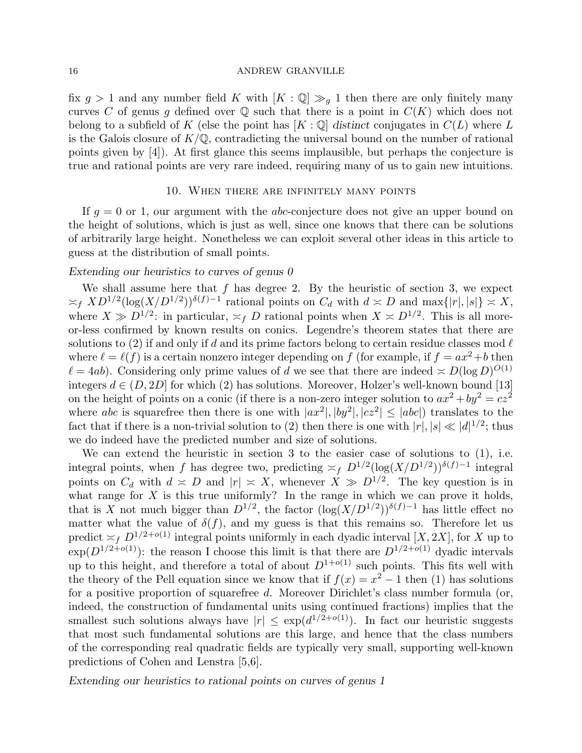fix $g > 1$ and any number field $K$ with $[K : \mathbb{Q}] \gg_g 1$ then there are only finitely many curves $C$ of genus $g$ defined over $\mathbb{Q}$ such that there is a point in $C(K)$ which does not belong to a subfield of $K$ (else the point has $[K : \mathbb{Q}]$ *distinct* conjugates in $C(L)$ where $L$ is the Galois closure of $K/\mathbb{Q}$, contradicting the universal bound on the number of rational points given by [4]). At first glance this seems implausible, but perhaps the conjecture is true and rational points are very rare indeed, requiring many of us to gain new intuitions.

## 10. When there are infinitely many points

If $g = 0$ or 1, our argument with the *abc*-conjecture does not give an upper bound on the height of solutions, which is just as well, since one knows that there can be solutions of arbitrarily large height. Nonetheless we can exploit several other ideas in this article to guess at the distribution of small points.

*Extending our heuristics to curves of genus 0*

We shall assume here that $f$ has degree 2. By the heuristic of section 3, we expect $\asymp_f XD^{1/2}(\log(X/D^{1/2}))^{\delta(f)-1}$ rational points on $C_d$ with $d \asymp D$ and $\max\{|r|, |s|\} \asymp X$, where $X \gg D^{1/2}$: in particular, $\asymp_f D$ rational points when $X \asymp D^{1/2}$. This is all more-or-less confirmed by known results on conics. Legendre's theorem states that there are solutions to (2) if and only if $d$ and its prime factors belong to certain residue classes mod $\ell$ where $\ell = \ell(f)$ is a certain nonzero integer depending on $f$ (for example, if $f = ax^2 + b$ then $\ell = 4ab$). Considering only prime values of $d$ we see that there are indeed $\asymp D(\log D)^{O(1)}$ integers $d \in (D, 2D]$ for which (2) has solutions. Moreover, Holzer's well-known bound [13] on the height of points on a conic (if there is a non-zero integer solution to $ax^2 + by^2 = cz^2$ where $abc$ is squarefree then there is one with $|ax^2|, |by^2|, |cz^2| \leq |abc|$) translates to the fact that if there is a non-trivial solution to (2) then there is one with $|r|, |s| \ll |d|^{1/2}$; thus we do indeed have the predicted number and size of solutions.

We can extend the heuristic in section 3 to the easier case of solutions to (1), i.e. integral points, when $f$ has degree two, predicting $\asymp_f D^{1/2}(\log(X/D^{1/2}))^{\delta(f)-1}$ integral points on $C_d$ with $d \asymp D$ and $|r| \asymp X$, whenever $X \gg D^{1/2}$. The key question is in what range for $X$ is this true uniformly? In the range in which we can prove it holds, that is $X$ not much bigger than $D^{1/2}$, the factor $(\log(X/D^{1/2}))^{\delta(f)-1}$ has little effect no matter what the value of $\delta(f)$, and my guess is that this remains so. Therefore let us predict $\asymp_f D^{1/2+o(1)}$ integral points uniformly in each dyadic interval $[X, 2X]$, for $X$ up to $\exp(D^{1/2+o(1)})$: the reason I choose this limit is that there are $D^{1/2+o(1)}$ dyadic intervals up to this height, and therefore a total of about $D^{1+o(1)}$ such points. This fits well with the theory of the Pell equation since we know that if $f(x) = x^2 - 1$ then (1) has solutions for a positive proportion of squarefree $d$. Moreover Dirichlet's class number formula (or, indeed, the construction of fundamental units using continued fractions) implies that the smallest such solutions always have $|r| \leq \exp(d^{1/2+o(1)})$. In fact our heuristic suggests that most such fundamental solutions are this large, and hence that the class numbers of the corresponding real quadratic fields are typically very small, supporting well-known predictions of Cohen and Lenstra [5,6].

*Extending our heuristics to rational points on curves of genus 1*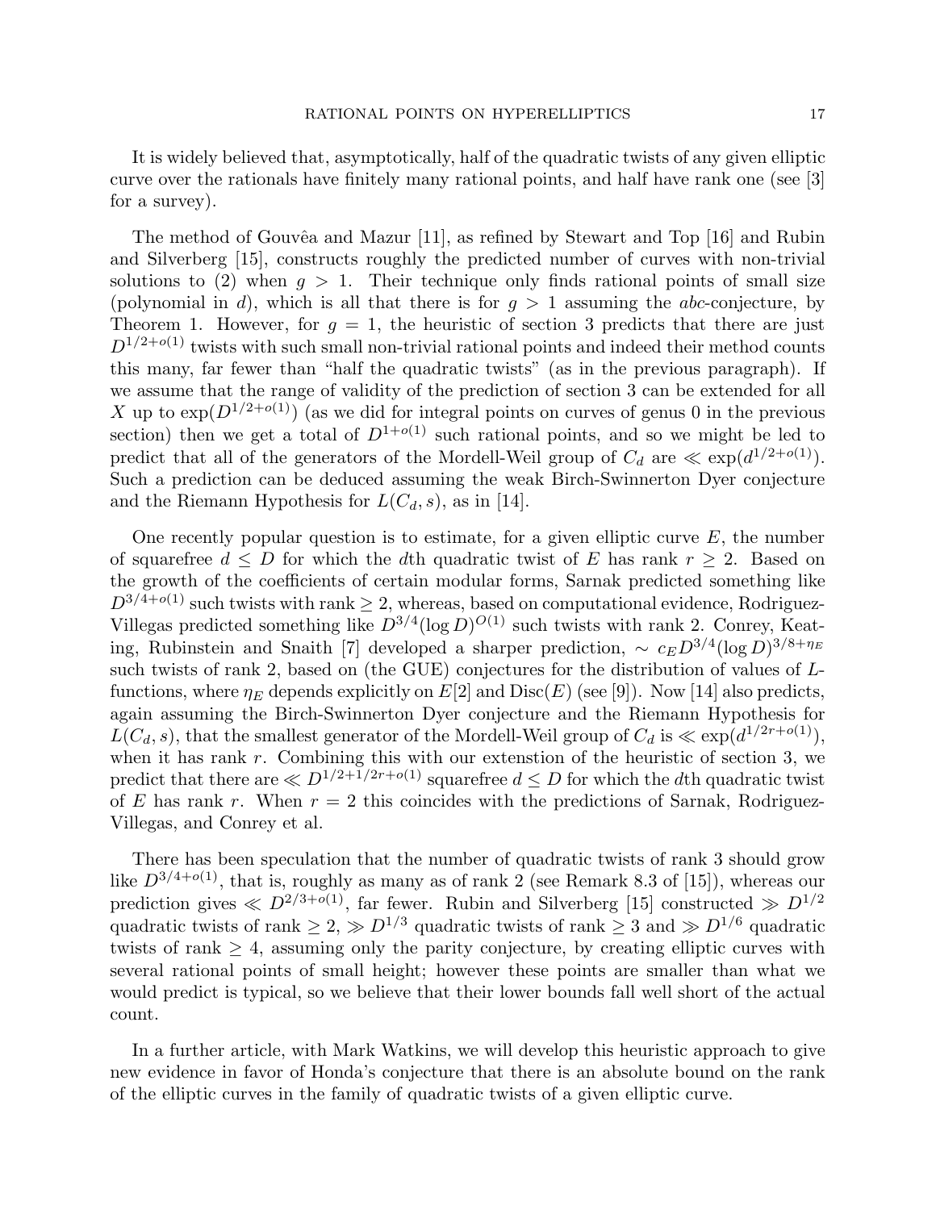It is widely believed that, asymptotically, half of the quadratic twists of any given elliptic curve over the rationals have finitely many rational points, and half have rank one (see [3] for a survey).

The method of Gouvêa and Mazur [11], as refined by Stewart and Top [16] and Rubin and Silverberg [15], constructs roughly the predicted number of curves with non-trivial solutions to (2) when $g > 1$. Their technique only finds rational points of small size (polynomial in $d$), which is all that there is for $g > 1$ assuming the *abc*-conjecture, by Theorem 1. However, for $g = 1$, the heuristic of section 3 predicts that there are just $D^{1/2+o(1)}$ twists with such small non-trivial rational points and indeed their method counts this many, far fewer than "half the quadratic twists" (as in the previous paragraph). If we assume that the range of validity of the prediction of section 3 can be extended for all $X$ up to $\exp(D^{1/2+o(1)})$ (as we did for integral points on curves of genus 0 in the previous section) then we get a total of $D^{1+o(1)}$ such rational points, and so we might be led to predict that all of the generators of the Mordell-Weil group of $C_d$ are $\ll \exp(d^{1/2+o(1)})$. Such a prediction can be deduced assuming the weak Birch-Swinnerton Dyer conjecture and the Riemann Hypothesis for $L(C_d, s)$, as in [14].

One recently popular question is to estimate, for a given elliptic curve $E$, the number of squarefree $d \leq D$ for which the $d$th quadratic twist of $E$ has rank $r \geq 2$. Based on the growth of the coefficients of certain modular forms, Sarnak predicted something like $D^{3/4+o(1)}$ such twists with rank $\geq 2$, whereas, based on computational evidence, Rodriguez-Villegas predicted something like $D^{3/4}(\log D)^{O(1)}$ such twists with rank 2. Conrey, Keating, Rubinstein and Snaith [7] developed a sharper prediction, $\sim c_E D^{3/4}(\log D)^{3/8+\eta_E}$ such twists of rank 2, based on (the GUE) conjectures for the distribution of values of $L$-functions, where $\eta_E$ depends explicitly on $E[2]$ and $\mathrm{Disc}(E)$ (see [9]). Now [14] also predicts, again assuming the Birch-Swinnerton Dyer conjecture and the Riemann Hypothesis for $L(C_d, s)$, that the smallest generator of the Mordell-Weil group of $C_d$ is $\ll \exp(d^{1/2r+o(1)})$, when it has rank $r$. Combining this with our extenstion of the heuristic of section 3, we predict that there are $\ll D^{1/2+1/2r+o(1)}$ squarefree $d \leq D$ for which the $d$th quadratic twist of $E$ has rank $r$. When $r = 2$ this coincides with the predictions of Sarnak, Rodriguez-Villegas, and Conrey et al.

There has been speculation that the number of quadratic twists of rank 3 should grow like $D^{3/4+o(1)}$, that is, roughly as many as of rank 2 (see Remark 8.3 of [15]), whereas our prediction gives $\ll D^{2/3+o(1)}$, far fewer. Rubin and Silverberg [15] constructed $\gg D^{1/2}$ quadratic twists of rank $\geq 2$, $\gg D^{1/3}$ quadratic twists of rank $\geq 3$ and $\gg D^{1/6}$ quadratic twists of rank $\geq 4$, assuming only the parity conjecture, by creating elliptic curves with several rational points of small height; however these points are smaller than what we would predict is typical, so we believe that their lower bounds fall well short of the actual count.

In a further article, with Mark Watkins, we will develop this heuristic approach to give new evidence in favor of Honda's conjecture that there is an absolute bound on the rank of the elliptic curves in the family of quadratic twists of a given elliptic curve.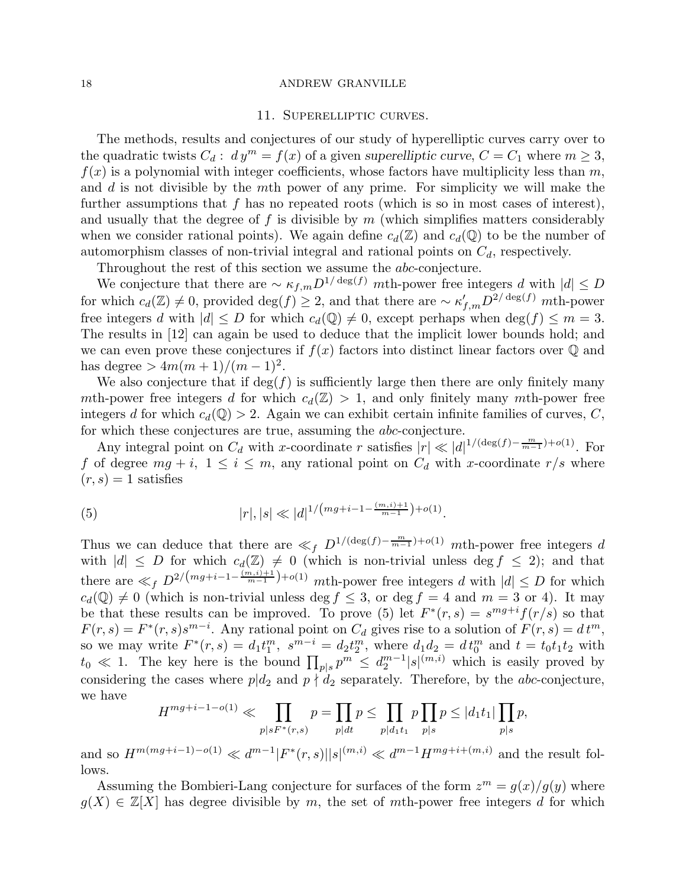## 11. Superelliptic curves.

The methods, results and conjectures of our study of hyperelliptic curves carry over to the quadratic twists $C_d:\ d\,y^m = f(x)$ of a given *superelliptic curve*, $C = C_1$ where $m \geq 3$, $f(x)$ is a polynomial with integer coefficients, whose factors have multiplicity less than $m$, and $d$ is not divisible by the $m$th power of any prime. For simplicity we will make the further assumptions that $f$ has no repeated roots (which is so in most cases of interest), and usually that the degree of $f$ is divisible by $m$ (which simplifies matters considerably when we consider rational points). We again define $c_d(\mathbb{Z})$ and $c_d(\mathbb{Q})$ to be the number of automorphism classes of non-trivial integral and rational points on $C_d$, respectively.

Throughout the rest of this section we assume the *abc*-conjecture.

We conjecture that there are $\sim \kappa_{f,m} D^{1/\deg(f)}$ $m$th-power free integers $d$ with $|d| \leq D$ for which $c_d(\mathbb{Z}) \neq 0$, provided $\deg(f) \geq 2$, and that there are $\sim \kappa'_{f,m} D^{2/\deg(f)}$ $m$th-power free integers $d$ with $|d| \leq D$ for which $c_d(\mathbb{Q}) \neq 0$, except perhaps when $\deg(f) \leq m = 3$. The results in [12] can again be used to deduce that the implicit lower bounds hold; and we can even prove these conjectures if $f(x)$ factors into distinct linear factors over $\mathbb{Q}$ and has degree $> 4m(m+1)/(m-1)^2$.

We also conjecture that if $\deg(f)$ is sufficiently large then there are only finitely many $m$th-power free integers $d$ for which $c_d(\mathbb{Z}) > 1$, and only finitely many $m$th-power free integers $d$ for which $c_d(\mathbb{Q}) > 2$. Again we can exhibit certain infinite families of curves, $C$, for which these conjectures are true, assuming the *abc*-conjecture.

Any integral point on $C_d$ with $x$-coordinate $r$ satisfies $|r| \ll |d|^{1/(\deg(f) - \frac{m}{m-1}) + o(1)}$. For $f$ of degree $mg + i,\ 1 \leq i \leq m$, any rational point on $C_d$ with $x$-coordinate $r/s$ where $(r,s) = 1$ satisfies

$$|r|, |s| \ll |d|^{1/\left(mg+i-1-\frac{(m,i)+1}{m-1}\right)+o(1)}. \tag{5}$$

Thus we can deduce that there are $\ll_f D^{1/(\deg(f) - \frac{m}{m-1}) + o(1)}$ $m$th-power free integers $d$ with $|d| \leq D$ for which $c_d(\mathbb{Z}) \neq 0$ (which is non-trivial unless $\deg f \leq 2$); and that there are $\ll_f D^{2/\left(mg+i-1-\frac{(m,i)+1}{m-1}\right)+o(1)}$ $m$th-power free integers $d$ with $|d| \leq D$ for which $c_d(\mathbb{Q}) \neq 0$ (which is non-trivial unless $\deg f \leq 3$, or $\deg f = 4$ and $m = 3$ or $4$). It may be that these results can be improved. To prove (5) let $F^*(r,s) = s^{mg+i} f(r/s)$ so that $F(r,s) = F^*(r,s) s^{m-i}$. Any rational point on $C_d$ gives rise to a solution of $F(r,s) = d\,t^m$, so we may write $F^*(r,s) = d_1 t_1^m,\ s^{m-i} = d_2 t_2^m$, where $d_1 d_2 = d\,t_0^m$ and $t = t_0 t_1 t_2$ with $t_0 \ll 1$. The key here is the bound $\prod_{p|s} p^m \leq d_2^{m-1} |s|^{(m,i)}$ which is easily proved by considering the cases where $p | d_2$ and $p \nmid d_2$ separately. Therefore, by the *abc*-conjecture, we have

$$H^{mg+i-1-o(1)} \ll \prod_{p | sF^*(r,s)} p = \prod_{p|dt} p \leq \prod_{p | d_1 t_1} p \prod_{p|s} p \leq |d_1 t_1| \prod_{p|s} p,$$

and so $H^{m(mg+i-1)-o(1)} \ll d^{m-1} |F^*(r,s)| |s|^{(m,i)} \ll d^{m-1} H^{mg+i+(m,i)}$ and the result follows.

Assuming the Bombieri-Lang conjecture for surfaces of the form $z^m = g(x)/g(y)$ where $g(X) \in \mathbb{Z}[X]$ has degree divisible by $m$, the set of $m$th-power free integers $d$ for which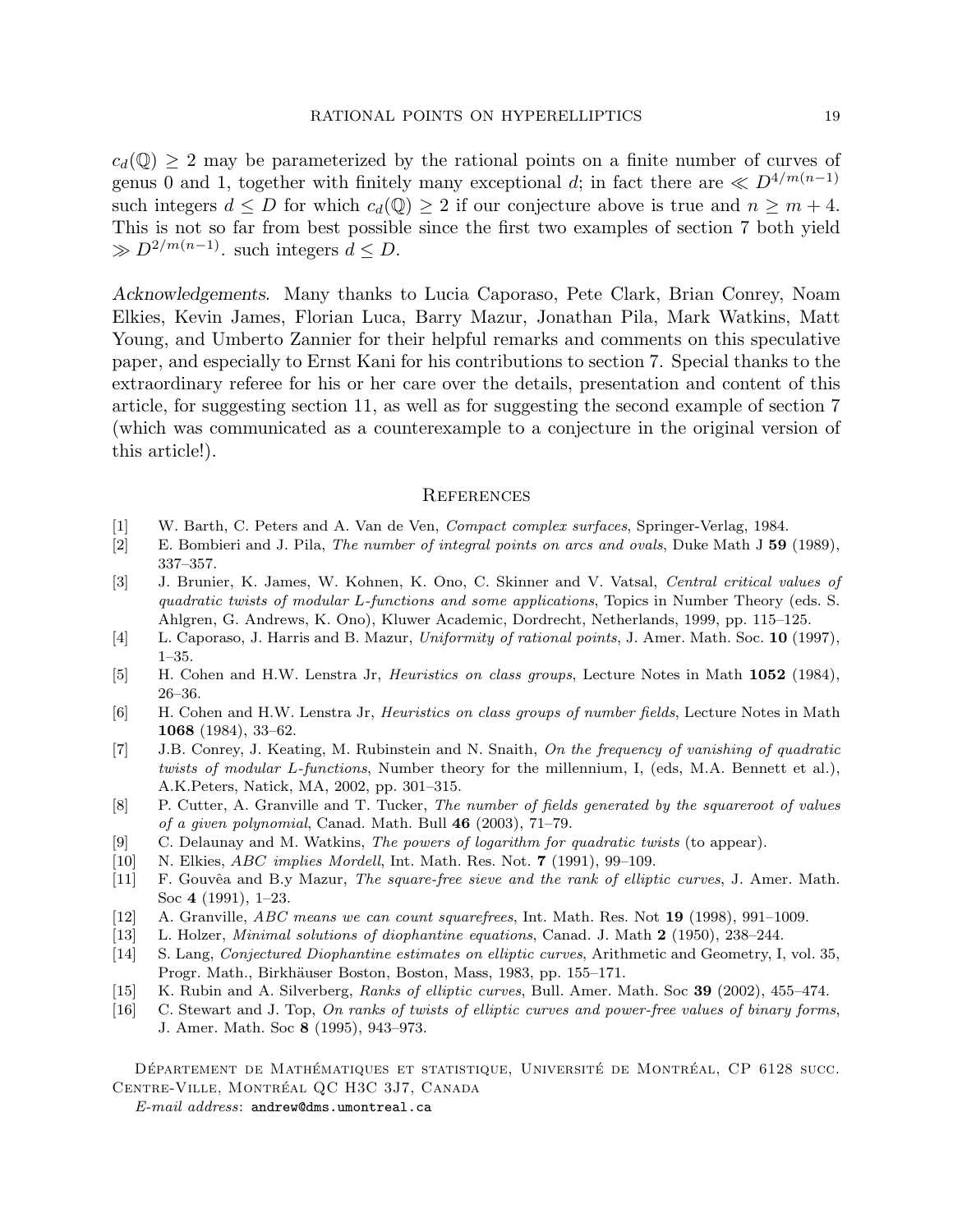$c_d(\mathbb{Q}) \geq 2$ may be parameterized by the rational points on a finite number of curves of genus 0 and 1, together with finitely many exceptional $d$; in fact there are $\ll D^{4/m(n-1)}$ such integers $d \leq D$ for which $c_d(\mathbb{Q}) \geq 2$ if our conjecture above is true and $n \geq m+4$. This is not so far from best possible since the first two examples of section 7 both yield $\gg D^{2/m(n-1)}$. such integers $d \leq D$.

*Acknowledgements*. Many thanks to Lucia Caporaso, Pete Clark, Brian Conrey, Noam Elkies, Kevin James, Florian Luca, Barry Mazur, Jonathan Pila, Mark Watkins, Matt Young, and Umberto Zannier for their helpful remarks and comments on this speculative paper, and especially to Ernst Kani for his contributions to section 7. Special thanks to the extraordinary referee for his or her care over the details, presentation and content of this article, for suggesting section 11, as well as for suggesting the second example of section 7 (which was communicated as a counterexample to a conjecture in the original version of this article!).

## References

[1] W. Barth, C. Peters and A. Van de Ven, *Compact complex surfaces*, Springer-Verlag, 1984.

[2] E. Bombieri and J. Pila, *The number of integral points on arcs and ovals*, Duke Math J **59** (1989), 337–357.

[3] J. Brunier, K. James, W. Kohnen, K. Ono, C. Skinner and V. Vatsal, *Central critical values of quadratic twists of modular L-functions and some applications*, Topics in Number Theory (eds. S. Ahlgren, G. Andrews, K. Ono), Kluwer Academic, Dordrecht, Netherlands, 1999, pp. 115–125.

[4] L. Caporaso, J. Harris and B. Mazur, *Uniformity of rational points*, J. Amer. Math. Soc. **10** (1997), 1–35.

[5] H. Cohen and H.W. Lenstra Jr, *Heuristics on class groups*, Lecture Notes in Math **1052** (1984), 26–36.

[6] H. Cohen and H.W. Lenstra Jr, *Heuristics on class groups of number fields*, Lecture Notes in Math **1068** (1984), 33–62.

[7] J.B. Conrey, J. Keating, M. Rubinstein and N. Snaith, *On the frequency of vanishing of quadratic twists of modular L-functions*, Number theory for the millennium, I, (eds, M.A. Bennett et al.), A.K.Peters, Natick, MA, 2002, pp. 301–315.

[8] P. Cutter, A. Granville and T. Tucker, *The number of fields generated by the squareroot of values of a given polynomial*, Canad. Math. Bull **46** (2003), 71–79.

[9] C. Delaunay and M. Watkins, *The powers of logarithm for quadratic twists* (to appear).

[10] N. Elkies, *ABC implies Mordell*, Int. Math. Res. Not. **7** (1991), 99–109.

[11] F. Gouvêa and B.y Mazur, *The square-free sieve and the rank of elliptic curves*, J. Amer. Math. Soc **4** (1991), 1–23.

[12] A. Granville, *ABC means we can count squarefrees*, Int. Math. Res. Not **19** (1998), 991–1009.

[13] L. Holzer, *Minimal solutions of diophantine equations*, Canad. J. Math **2** (1950), 238–244.

[14] S. Lang, *Conjectured Diophantine estimates on elliptic curves*, Arithmetic and Geometry, I, vol. 35, Progr. Math., Birkhäuser Boston, Boston, Mass, 1983, pp. 155–171.

[15] K. Rubin and A. Silverberg, *Ranks of elliptic curves*, Bull. Amer. Math. Soc **39** (2002), 455–474.

[16] C. Stewart and J. Top, *On ranks of twists of elliptic curves and power-free values of binary forms*, J. Amer. Math. Soc **8** (1995), 943–973.

Département de Mathématiques et statistique, Université de Montréal, CP 6128 succ. Centre-Ville, Montréal QC H3C 3J7, Canada

*E-mail address*: andrew@dms.umontreal.ca